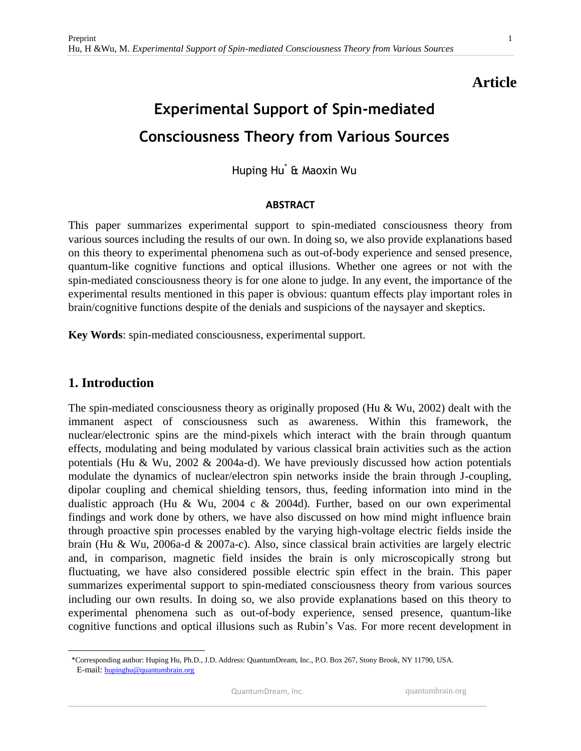**Article**

# Experimental Support of Spin-mediated Consciousness Theory from Various Sources

Huping Hu* & Maoxin Wu

## ABSTRACT

This paper summarizes experimental support to spin-mediated consciousness theory from various sources including the results of our own. In doing so, we also provide explanations based on this theory to experimental phenomena such as out-of-body experience and sensed presence, quantum-like cognitive functions and optical illusions. Whether one agrees or not with the spin-mediated consciousness theory is for one alone to judge. In any event, the importance of the experimental results mentioned in this paper is obvious: quantum effects play important roles in brain/cognitive functions despite of the denials and suspicions of the naysayer and skeptics.

**Key Words**: spin-mediated consciousness, experimental support.

## 1. Introduction

The spin-mediated consciousness theory as originally proposed (Hu & Wu, 2002) dealt with the immanent aspect of consciousness such as awareness. Within this framework, the nuclear/electronic spins are the mind-pixels which interact with the brain through quantum effects, modulating and being modulated by various classical brain activities such as the action potentials (Hu & Wu, 2002 & 2004a-d). We have previously discussed how action potentials modulate the dynamics of nuclear/electron spin networks inside the brain through J-coupling, dipolar coupling and chemical shielding tensors, thus, feeding information into mind in the dualistic approach (Hu & Wu, 2004 c & 2004d). Further, based on our own experimental findings and work done by others, we have also discussed on how mind might influence brain through proactive spin processes enabled by the varying high-voltage electric fields inside the brain (Hu & Wu, 2006a-d & 2007a-c). Also, since classical brain activities are largely electric and, in comparison, magnetic field insides the brain is only microscopically strong but fluctuating, we have also considered possible electric spin effect in the brain. This paper summarizes experimental support to spin-mediated consciousness theory from various sources including our own results. In doing so, we also provide explanations based on this theory to experimental phenomena such as out-of-body experience, sensed presence, quantum-like cognitive functions and optical illusions such as Rubin's Vas. For more recent development in

*Corresponding author: Huping Hu, Ph.D., J.D. Address: QuantumDream, Inc., P.O. Box 267, Stony Brook, NY 11790, USA. E-mail: hupinghu@quantumbrain.org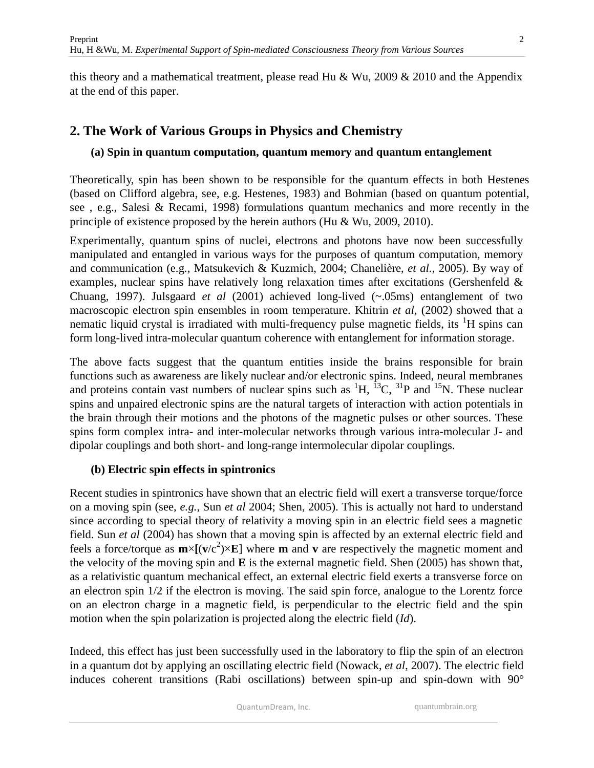this theory and a mathematical treatment, please read Hu & Wu, 2009 & 2010 and the Appendix at the end of this paper.

## 2. The Work of Various Groups in Physics and Chemistry

### (a) Spin in quantum computation, quantum memory and quantum entanglement

Theoretically, spin has been shown to be responsible for the quantum effects in both Hestenes (based on Clifford algebra, see, e.g. Hestenes, 1983) and Bohmian (based on quantum potential, see , e.g., Salesi & Recami, 1998) formulations quantum mechanics and more recently in the principle of existence proposed by the herein authors (Hu & Wu, 2009, 2010).

Experimentally, quantum spins of nuclei, electrons and photons have now been successfully manipulated and entangled in various ways for the purposes of quantum computation, memory and communication (e.g., Matsukevich & Kuzmich, 2004; Chanelière, *et al.*, 2005). By way of examples, nuclear spins have relatively long relaxation times after excitations (Gershenfeld & Chuang, 1997). Julsgaard *et al* (2001) achieved long-lived (~.05ms) entanglement of two macroscopic electron spin ensembles in room temperature. Khitrin *et al*, (2002) showed that a nematic liquid crystal is irradiated with multi-frequency pulse magnetic fields, its $^{1}H$ spins can form long-lived intra-molecular quantum coherence with entanglement for information storage.

The above facts suggest that the quantum entities inside the brains responsible for brain functions such as awareness are likely nuclear and/or electronic spins. Indeed, neural membranes and proteins contain vast numbers of nuclear spins such as $^{1}H$, $^{13}C$, $^{31}P$ and $^{15}N$. These nuclear spins and unpaired electronic spins are the natural targets of interaction with action potentials in the brain through their motions and the photons of the magnetic pulses or other sources. These spins form complex intra- and inter-molecular networks through various intra-molecular J- and dipolar couplings and both short- and long-range intermolecular dipolar couplings.

### (b) Electric spin effects in spintronics

Recent studies in spintronics have shown that an electric field will exert a transverse torque/force on a moving spin (see, *e.g.*, Sun *et al* 2004; Shen, 2005). This is actually not hard to understand since according to special theory of relativity a moving spin in an electric field sees a magnetic field. Sun *et al* (2004) has shown that a moving spin is affected by an external electric field and feels a force/torque as $\mathbf{m}\times[(\mathbf{v}/c^2)\times\mathbf{E}]$ where **m** and **v** are respectively the magnetic moment and the velocity of the moving spin and **E** is the external magnetic field. Shen (2005) has shown that, as a relativistic quantum mechanical effect, an external electric field exerts a transverse force on an electron spin 1/2 if the electron is moving. The said spin force, analogue to the Lorentz force on an electron charge in a magnetic field, is perpendicular to the electric field and the spin motion when the spin polarization is projected along the electric field (*Id*).

Indeed, this effect has just been successfully used in the laboratory to flip the spin of an electron in a quantum dot by applying an oscillating electric field (Nowack, *et al*, 2007). The electric field induces coherent transitions (Rabi oscillations) between spin-up and spin-down with 90°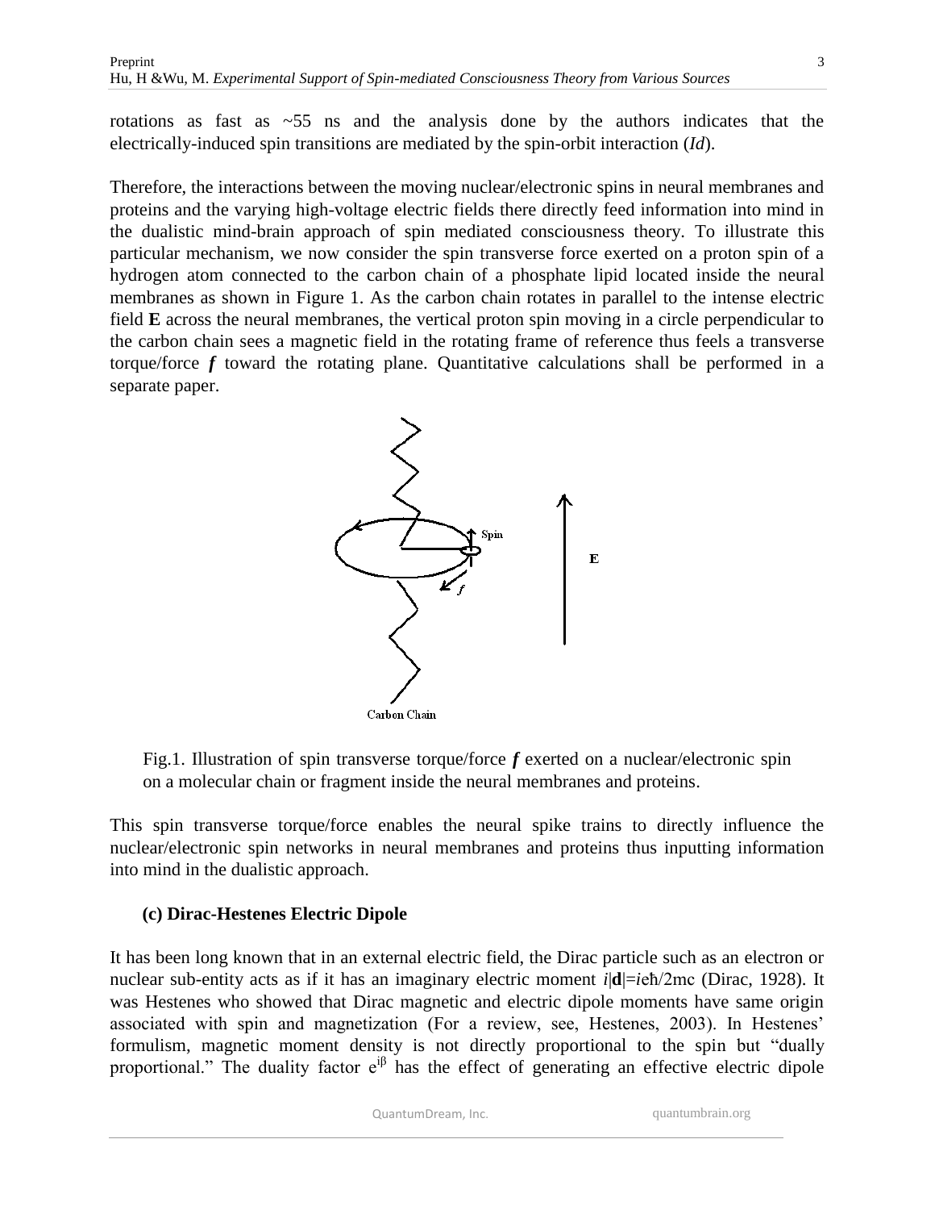rotations as fast as ~55 ns and the analysis done by the authors indicates that the electrically-induced spin transitions are mediated by the spin-orbit interaction (*Id*).

Therefore, the interactions between the moving nuclear/electronic spins in neural membranes and proteins and the varying high-voltage electric fields there directly feed information into mind in the dualistic mind-brain approach of spin mediated consciousness theory. To illustrate this particular mechanism, we now consider the spin transverse force exerted on a proton spin of a hydrogen atom connected to the carbon chain of a phosphate lipid located inside the neural membranes as shown in Figure 1. As the carbon chain rotates in parallel to the intense electric field **E** across the neural membranes, the vertical proton spin moving in a circle perpendicular to the carbon chain sees a magnetic field in the rotating frame of reference thus feels a transverse torque/force ***f*** toward the rotating plane. Quantitative calculations shall be performed in a separate paper.

Fig.1. Illustration of spin transverse torque/force ***f*** exerted on a nuclear/electronic spin on a molecular chain or fragment inside the neural membranes and proteins.

This spin transverse torque/force enables the neural spike trains to directly influence the nuclear/electronic spin networks in neural membranes and proteins thus inputting information into mind in the dualistic approach.

**(c) Dirac-Hestenes Electric Dipole**

It has been long known that in an external electric field, the Dirac particle such as an electron or nuclear sub-entity acts as if it has an imaginary electric moment $i|\mathbf{d}|=ie\hbar/2mc$ (Dirac, 1928). It was Hestenes who showed that Dirac magnetic and electric dipole moments have same origin associated with spin and magnetization (For a review, see, Hestenes, 2003). In Hestenes' formulism, magnetic moment density is not directly proportional to the spin but "dually proportional." The duality factor $e^{i\beta}$ has the effect of generating an effective electric dipole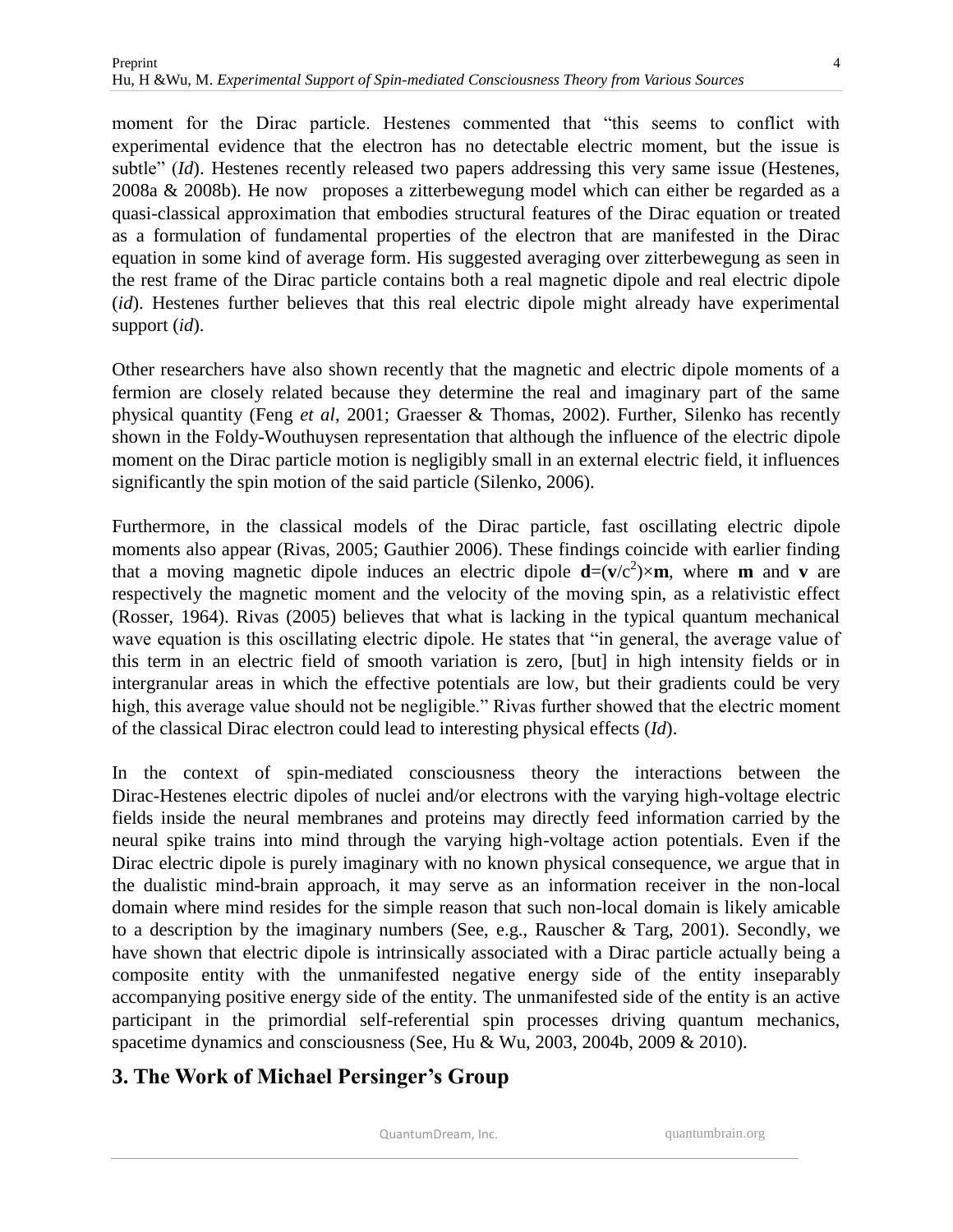moment for the Dirac particle. Hestenes commented that "this seems to conflict with experimental evidence that the electron has no detectable electric moment, but the issue is subtle" (*Id*). Hestenes recently released two papers addressing this very same issue (Hestenes, 2008a & 2008b). He now proposes a zitterbewegung model which can either be regarded as a quasi-classical approximation that embodies structural features of the Dirac equation or treated as a formulation of fundamental properties of the electron that are manifested in the Dirac equation in some kind of average form. His suggested averaging over zitterbewegung as seen in the rest frame of the Dirac particle contains both a real magnetic dipole and real electric dipole (*id*). Hestenes further believes that this real electric dipole might already have experimental support (*id*).

Other researchers have also shown recently that the magnetic and electric dipole moments of a fermion are closely related because they determine the real and imaginary part of the same physical quantity (Feng *et al*, 2001; Graesser & Thomas, 2002). Further, Silenko has recently shown in the Foldy-Wouthuysen representation that although the influence of the electric dipole moment on the Dirac particle motion is negligibly small in an external electric field, it influences significantly the spin motion of the said particle (Silenko, 2006).

Furthermore, in the classical models of the Dirac particle, fast oscillating electric dipole moments also appear (Rivas, 2005; Gauthier 2006). These findings coincide with earlier finding that a moving magnetic dipole induces an electric dipole $\mathbf{d}=(\mathbf{v}/c^2)\times\mathbf{m}$, where $\mathbf{m}$ and $\mathbf{v}$ are respectively the magnetic moment and the velocity of the moving spin, as a relativistic effect (Rosser, 1964). Rivas (2005) believes that what is lacking in the typical quantum mechanical wave equation is this oscillating electric dipole. He states that "in general, the average value of this term in an electric field of smooth variation is zero, [but] in high intensity fields or in intergranular areas in which the effective potentials are low, but their gradients could be very high, this average value should not be negligible." Rivas further showed that the electric moment of the classical Dirac electron could lead to interesting physical effects (*Id*).

In the context of spin-mediated consciousness theory the interactions between the Dirac-Hestenes electric dipoles of nuclei and/or electrons with the varying high-voltage electric fields inside the neural membranes and proteins may directly feed information carried by the neural spike trains into mind through the varying high-voltage action potentials. Even if the Dirac electric dipole is purely imaginary with no known physical consequence, we argue that in the dualistic mind-brain approach, it may serve as an information receiver in the non-local domain where mind resides for the simple reason that such non-local domain is likely amicable to a description by the imaginary numbers (See, e.g., Rauscher & Targ, 2001). Secondly, we have shown that electric dipole is intrinsically associated with a Dirac particle actually being a composite entity with the unmanifested negative energy side of the entity inseparably accompanying positive energy side of the entity. The unmanifested side of the entity is an active participant in the primordial self-referential spin processes driving quantum mechanics, spacetime dynamics and consciousness (See, Hu & Wu, 2003, 2004b, 2009 & 2010).

## 3. The Work of Michael Persinger's Group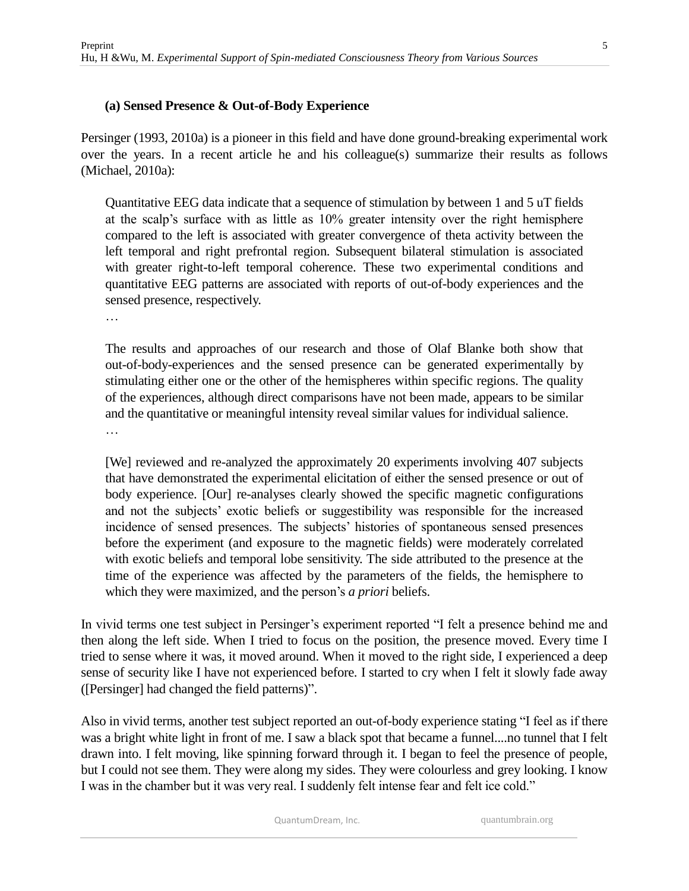### (a) Sensed Presence & Out-of-Body Experience

Persinger (1993, 2010a) is a pioneer in this field and have done ground-breaking experimental work over the years. In a recent article he and his colleague(s) summarize their results as follows (Michael, 2010a):

> Quantitative EEG data indicate that a sequence of stimulation by between 1 and 5 uT fields at the scalp's surface with as little as 10% greater intensity over the right hemisphere compared to the left is associated with greater convergence of theta activity between the left temporal and right prefrontal region. Subsequent bilateral stimulation is associated with greater right-to-left temporal coherence. These two experimental conditions and quantitative EEG patterns are associated with reports of out-of-body experiences and the sensed presence, respectively.
>
> …
>
> The results and approaches of our research and those of Olaf Blanke both show that out-of-body-experiences and the sensed presence can be generated experimentally by stimulating either one or the other of the hemispheres within specific regions. The quality of the experiences, although direct comparisons have not been made, appears to be similar and the quantitative or meaningful intensity reveal similar values for individual salience.
>
> …
>
> [We] reviewed and re-analyzed the approximately 20 experiments involving 407 subjects that have demonstrated the experimental elicitation of either the sensed presence or out of body experience. [Our] re-analyses clearly showed the specific magnetic configurations and not the subjects' exotic beliefs or suggestibility was responsible for the increased incidence of sensed presences. The subjects' histories of spontaneous sensed presences before the experiment (and exposure to the magnetic fields) were moderately correlated with exotic beliefs and temporal lobe sensitivity. The side attributed to the presence at the time of the experience was affected by the parameters of the fields, the hemisphere to which they were maximized, and the person's *a priori* beliefs.

In vivid terms one test subject in Persinger's experiment reported "I felt a presence behind me and then along the left side. When I tried to focus on the position, the presence moved. Every time I tried to sense where it was, it moved around. When it moved to the right side, I experienced a deep sense of security like I have not experienced before. I started to cry when I felt it slowly fade away ([Persinger] had changed the field patterns)".

Also in vivid terms, another test subject reported an out-of-body experience stating "I feel as if there was a bright white light in front of me. I saw a black spot that became a funnel....no tunnel that I felt drawn into. I felt moving, like spinning forward through it. I began to feel the presence of people, but I could not see them. They were along my sides. They were colourless and grey looking. I know I was in the chamber but it was very real. I suddenly felt intense fear and felt ice cold."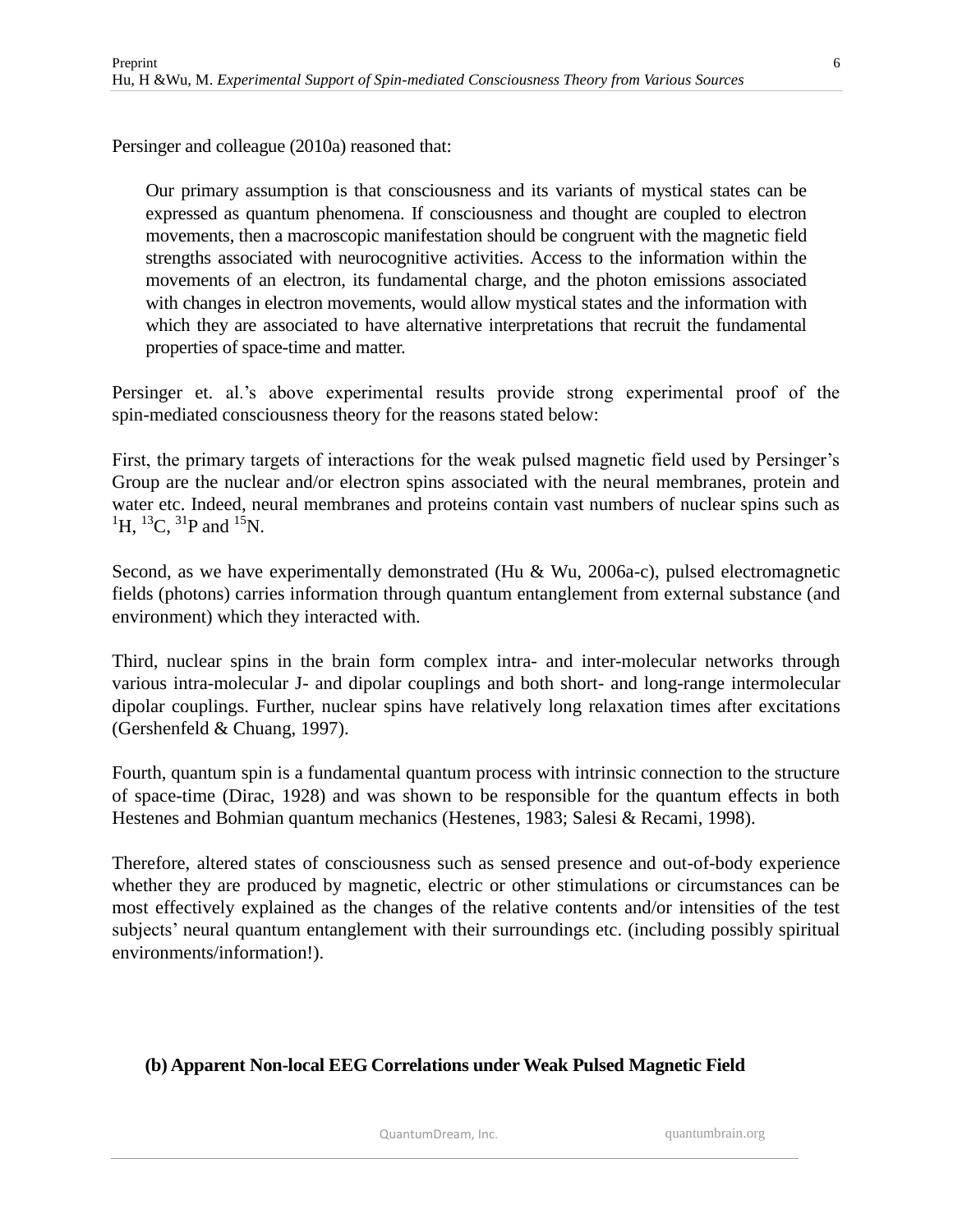Persinger and colleague (2010a) reasoned that:

> Our primary assumption is that consciousness and its variants of mystical states can be expressed as quantum phenomena. If consciousness and thought are coupled to electron movements, then a macroscopic manifestation should be congruent with the magnetic field strengths associated with neurocognitive activities. Access to the information within the movements of an electron, its fundamental charge, and the photon emissions associated with changes in electron movements, would allow mystical states and the information with which they are associated to have alternative interpretations that recruit the fundamental properties of space-time and matter.

Persinger et. al.'s above experimental results provide strong experimental proof of the spin-mediated consciousness theory for the reasons stated below:

First, the primary targets of interactions for the weak pulsed magnetic field used by Persinger's Group are the nuclear and/or electron spins associated with the neural membranes, protein and water etc. Indeed, neural membranes and proteins contain vast numbers of nuclear spins such as $^{1}H$, $^{13}C$, $^{31}P$ and $^{15}N$.

Second, as we have experimentally demonstrated (Hu & Wu, 2006a-c), pulsed electromagnetic fields (photons) carries information through quantum entanglement from external substance (and environment) which they interacted with.

Third, nuclear spins in the brain form complex intra- and inter-molecular networks through various intra-molecular J- and dipolar couplings and both short- and long-range intermolecular dipolar couplings. Further, nuclear spins have relatively long relaxation times after excitations (Gershenfeld & Chuang, 1997).

Fourth, quantum spin is a fundamental quantum process with intrinsic connection to the structure of space-time (Dirac, 1928) and was shown to be responsible for the quantum effects in both Hestenes and Bohmian quantum mechanics (Hestenes, 1983; Salesi & Recami, 1998).

Therefore, altered states of consciousness such as sensed presence and out-of-body experience whether they are produced by magnetic, electric or other stimulations or circumstances can be most effectively explained as the changes of the relative contents and/or intensities of the test subjects' neural quantum entanglement with their surroundings etc. (including possibly spiritual environments/information!).

### (b) Apparent Non-local EEG Correlations under Weak Pulsed Magnetic Field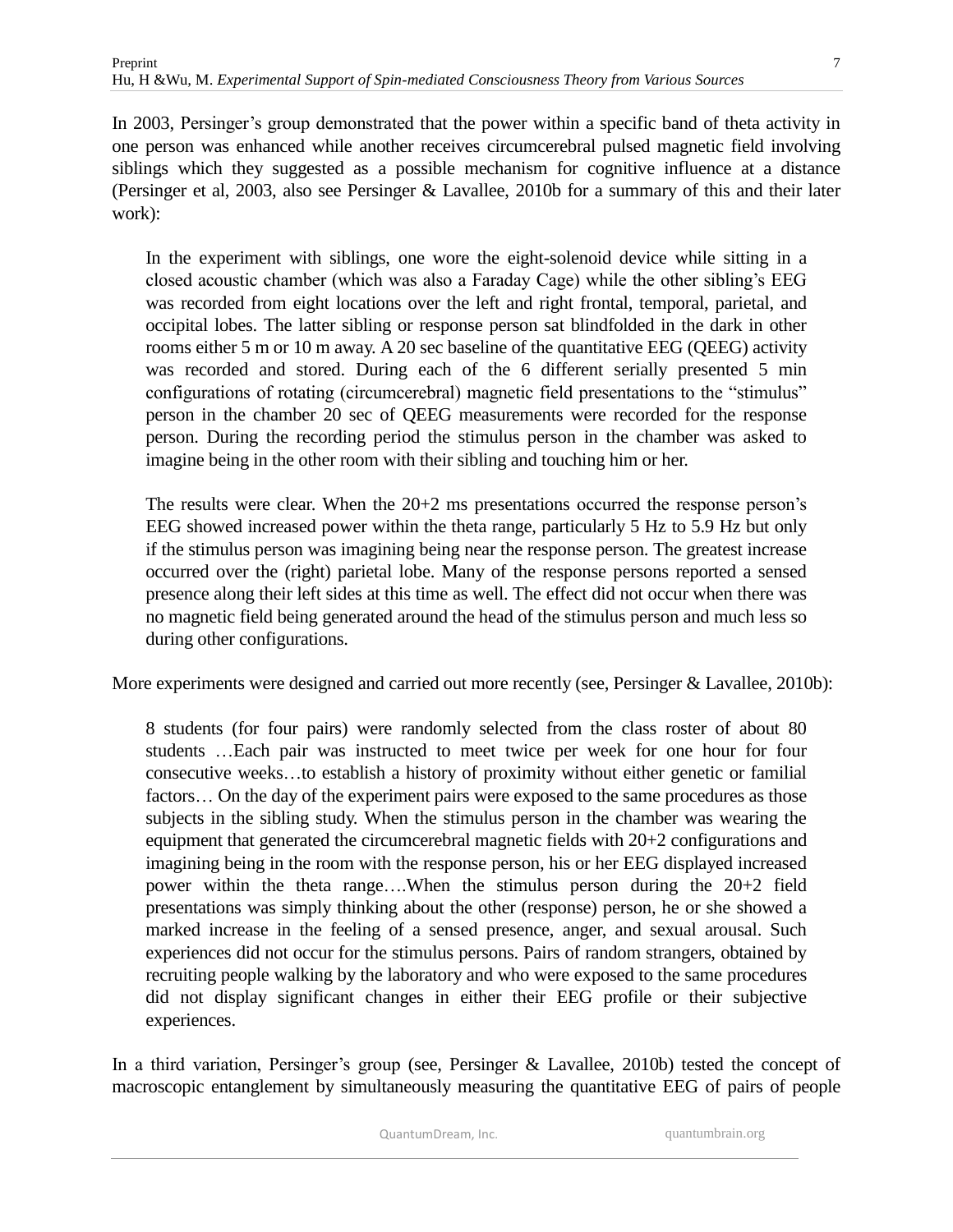In 2003, Persinger's group demonstrated that the power within a specific band of theta activity in one person was enhanced while another receives circumcerebral pulsed magnetic field involving siblings which they suggested as a possible mechanism for cognitive influence at a distance (Persinger et al, 2003, also see Persinger & Lavallee, 2010b for a summary of this and their later work):

> In the experiment with siblings, one wore the eight-solenoid device while sitting in a closed acoustic chamber (which was also a Faraday Cage) while the other sibling's EEG was recorded from eight locations over the left and right frontal, temporal, parietal, and occipital lobes. The latter sibling or response person sat blindfolded in the dark in other rooms either 5 m or 10 m away. A 20 sec baseline of the quantitative EEG (QEEG) activity was recorded and stored. During each of the 6 different serially presented 5 min configurations of rotating (circumcerebral) magnetic field presentations to the "stimulus" person in the chamber 20 sec of QEEG measurements were recorded for the response person. During the recording period the stimulus person in the chamber was asked to imagine being in the other room with their sibling and touching him or her.
>
> The results were clear. When the 20+2 ms presentations occurred the response person's EEG showed increased power within the theta range, particularly 5 Hz to 5.9 Hz but only if the stimulus person was imagining being near the response person. The greatest increase occurred over the (right) parietal lobe. Many of the response persons reported a sensed presence along their left sides at this time as well. The effect did not occur when there was no magnetic field being generated around the head of the stimulus person and much less so during other configurations.

More experiments were designed and carried out more recently (see, Persinger & Lavallee, 2010b):

> 8 students (for four pairs) were randomly selected from the class roster of about 80 students …Each pair was instructed to meet twice per week for one hour for four consecutive weeks…to establish a history of proximity without either genetic or familial factors… On the day of the experiment pairs were exposed to the same procedures as those subjects in the sibling study. When the stimulus person in the chamber was wearing the equipment that generated the circumcerebral magnetic fields with 20+2 configurations and imagining being in the room with the response person, his or her EEG displayed increased power within the theta range….When the stimulus person during the 20+2 field presentations was simply thinking about the other (response) person, he or she showed a marked increase in the feeling of a sensed presence, anger, and sexual arousal. Such experiences did not occur for the stimulus persons. Pairs of random strangers, obtained by recruiting people walking by the laboratory and who were exposed to the same procedures did not display significant changes in either their EEG profile or their subjective experiences.

In a third variation, Persinger's group (see, Persinger & Lavallee, 2010b) tested the concept of macroscopic entanglement by simultaneously measuring the quantitative EEG of pairs of people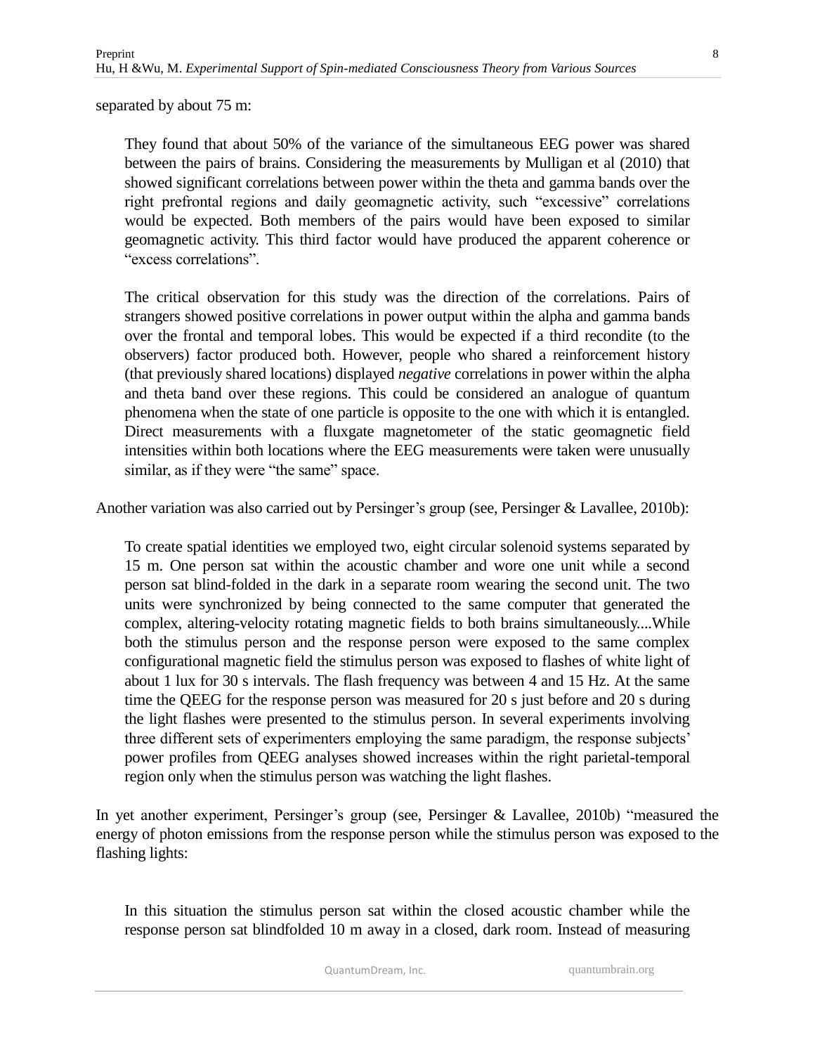separated by about 75 m:

> They found that about 50% of the variance of the simultaneous EEG power was shared between the pairs of brains. Considering the measurements by Mulligan et al (2010) that showed significant correlations between power within the theta and gamma bands over the right prefrontal regions and daily geomagnetic activity, such "excessive" correlations would be expected. Both members of the pairs would have been exposed to similar geomagnetic activity. This third factor would have produced the apparent coherence or "excess correlations".
>
> The critical observation for this study was the direction of the correlations. Pairs of strangers showed positive correlations in power output within the alpha and gamma bands over the frontal and temporal lobes. This would be expected if a third recondite (to the observers) factor produced both. However, people who shared a reinforcement history (that previously shared locations) displayed *negative* correlations in power within the alpha and theta band over these regions. This could be considered an analogue of quantum phenomena when the state of one particle is opposite to the one with which it is entangled. Direct measurements with a fluxgate magnetometer of the static geomagnetic field intensities within both locations where the EEG measurements were taken were unusually similar, as if they were "the same" space.

Another variation was also carried out by Persinger's group (see, Persinger & Lavallee, 2010b):

> To create spatial identities we employed two, eight circular solenoid systems separated by 15 m. One person sat within the acoustic chamber and wore one unit while a second person sat blind-folded in the dark in a separate room wearing the second unit. The two units were synchronized by being connected to the same computer that generated the complex, altering-velocity rotating magnetic fields to both brains simultaneously....While both the stimulus person and the response person were exposed to the same complex configurational magnetic field the stimulus person was exposed to flashes of white light of about 1 lux for 30 s intervals. The flash frequency was between 4 and 15 Hz. At the same time the QEEG for the response person was measured for 20 s just before and 20 s during the light flashes were presented to the stimulus person. In several experiments involving three different sets of experimenters employing the same paradigm, the response subjects' power profiles from QEEG analyses showed increases within the right parietal-temporal region only when the stimulus person was watching the light flashes.

In yet another experiment, Persinger's group (see, Persinger & Lavallee, 2010b) "measured the energy of photon emissions from the response person while the stimulus person was exposed to the flashing lights:

> In this situation the stimulus person sat within the closed acoustic chamber while the response person sat blindfolded 10 m away in a closed, dark room. Instead of measuring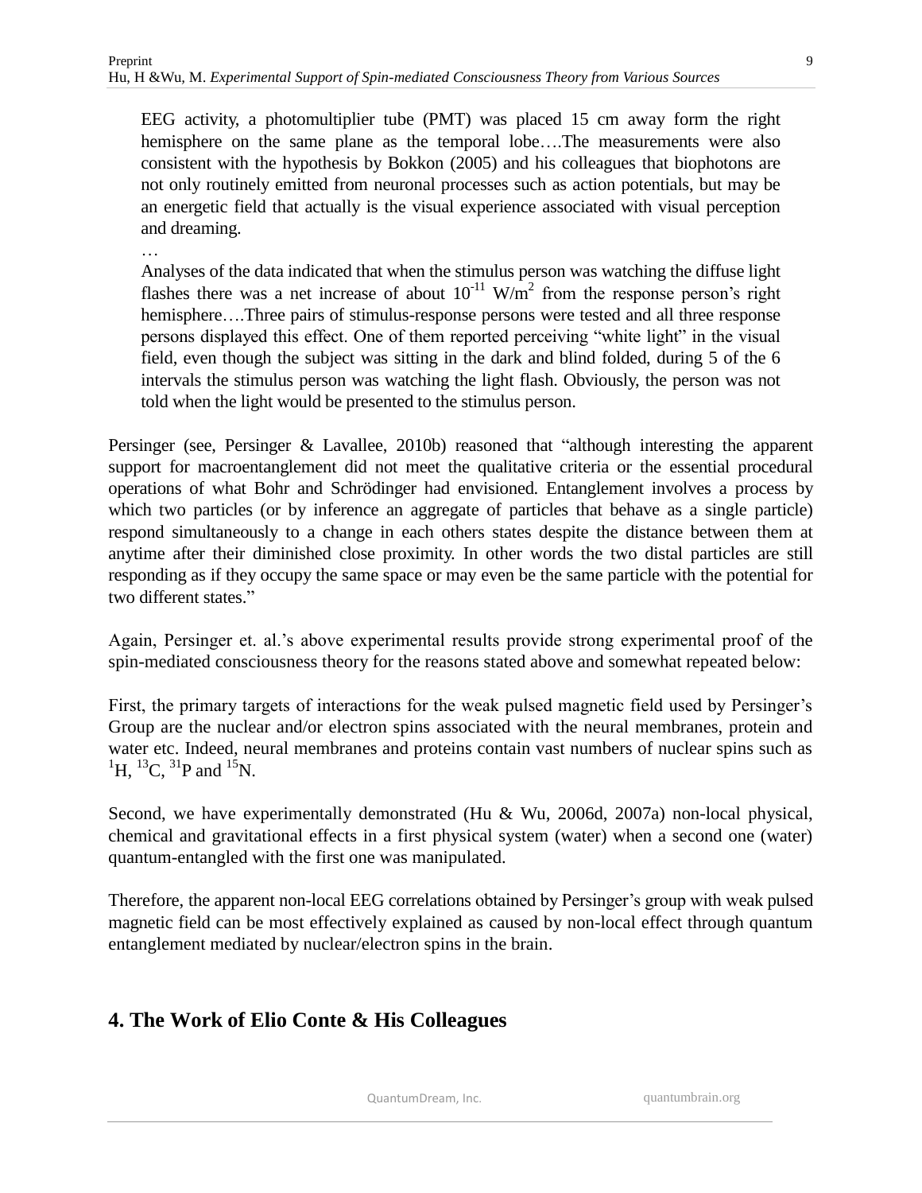> EEG activity, a photomultiplier tube (PMT) was placed 15 cm away form the right hemisphere on the same plane as the temporal lobe….The measurements were also consistent with the hypothesis by Bokkon (2005) and his colleagues that biophotons are not only routinely emitted from neuronal processes such as action potentials, but may be an energetic field that actually is the visual experience associated with visual perception and dreaming.
>
> …
>
> Analyses of the data indicated that when the stimulus person was watching the diffuse light flashes there was a net increase of about $10^{-11}$ W/m$^2$ from the response person's right hemisphere….Three pairs of stimulus-response persons were tested and all three response persons displayed this effect. One of them reported perceiving "white light" in the visual field, even though the subject was sitting in the dark and blind folded, during 5 of the 6 intervals the stimulus person was watching the light flash. Obviously, the person was not told when the light would be presented to the stimulus person.

Persinger (see, Persinger & Lavallee, 2010b) reasoned that "although interesting the apparent support for macroentanglement did not meet the qualitative criteria or the essential procedural operations of what Bohr and Schrödinger had envisioned. Entanglement involves a process by which two particles (or by inference an aggregate of particles that behave as a single particle) respond simultaneously to a change in each others states despite the distance between them at anytime after their diminished close proximity. In other words the two distal particles are still responding as if they occupy the same space or may even be the same particle with the potential for two different states."

Again, Persinger et. al.'s above experimental results provide strong experimental proof of the spin-mediated consciousness theory for the reasons stated above and somewhat repeated below:

First, the primary targets of interactions for the weak pulsed magnetic field used by Persinger's Group are the nuclear and/or electron spins associated with the neural membranes, protein and water etc. Indeed, neural membranes and proteins contain vast numbers of nuclear spins such as $^{1}$H, $^{13}$C, $^{31}$P and $^{15}$N.

Second, we have experimentally demonstrated (Hu & Wu, 2006d, 2007a) non-local physical, chemical and gravitational effects in a first physical system (water) when a second one (water) quantum-entangled with the first one was manipulated.

Therefore, the apparent non-local EEG correlations obtained by Persinger's group with weak pulsed magnetic field can be most effectively explained as caused by non-local effect through quantum entanglement mediated by nuclear/electron spins in the brain.

## 4. The Work of Elio Conte & His Colleagues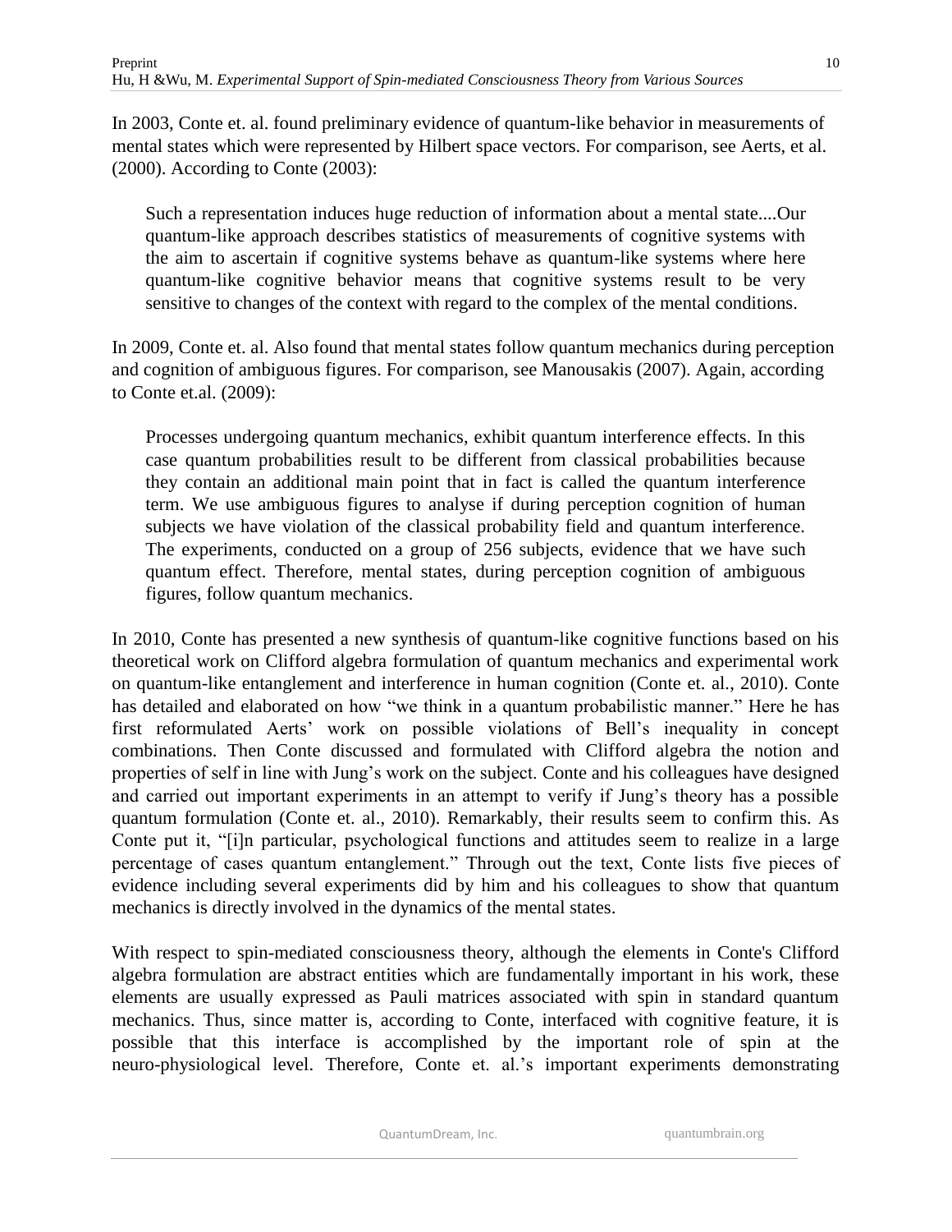In 2003, Conte et. al. found preliminary evidence of quantum-like behavior in measurements of mental states which were represented by Hilbert space vectors. For comparison, see Aerts, et al. (2000). According to Conte (2003):

> Such a representation induces huge reduction of information about a mental state....Our quantum-like approach describes statistics of measurements of cognitive systems with the aim to ascertain if cognitive systems behave as quantum-like systems where here quantum-like cognitive behavior means that cognitive systems result to be very sensitive to changes of the context with regard to the complex of the mental conditions.

In 2009, Conte et. al. Also found that mental states follow quantum mechanics during perception and cognition of ambiguous figures. For comparison, see Manousakis (2007). Again, according to Conte et.al. (2009):

> Processes undergoing quantum mechanics, exhibit quantum interference effects. In this case quantum probabilities result to be different from classical probabilities because they contain an additional main point that in fact is called the quantum interference term. We use ambiguous figures to analyse if during perception cognition of human subjects we have violation of the classical probability field and quantum interference. The experiments, conducted on a group of 256 subjects, evidence that we have such quantum effect. Therefore, mental states, during perception cognition of ambiguous figures, follow quantum mechanics.

In 2010, Conte has presented a new synthesis of quantum-like cognitive functions based on his theoretical work on Clifford algebra formulation of quantum mechanics and experimental work on quantum-like entanglement and interference in human cognition (Conte et. al., 2010). Conte has detailed and elaborated on how "we think in a quantum probabilistic manner." Here he has first reformulated Aerts' work on possible violations of Bell's inequality in concept combinations. Then Conte discussed and formulated with Clifford algebra the notion and properties of self in line with Jung's work on the subject. Conte and his colleagues have designed and carried out important experiments in an attempt to verify if Jung's theory has a possible quantum formulation (Conte et. al., 2010). Remarkably, their results seem to confirm this. As Conte put it, "[i]n particular, psychological functions and attitudes seem to realize in a large percentage of cases quantum entanglement." Through out the text, Conte lists five pieces of evidence including several experiments did by him and his colleagues to show that quantum mechanics is directly involved in the dynamics of the mental states.

With respect to spin-mediated consciousness theory, although the elements in Conte's Clifford algebra formulation are abstract entities which are fundamentally important in his work, these elements are usually expressed as Pauli matrices associated with spin in standard quantum mechanics. Thus, since matter is, according to Conte, interfaced with cognitive feature, it is possible that this interface is accomplished by the important role of spin at the neuro-physiological level. Therefore, Conte et. al.'s important experiments demonstrating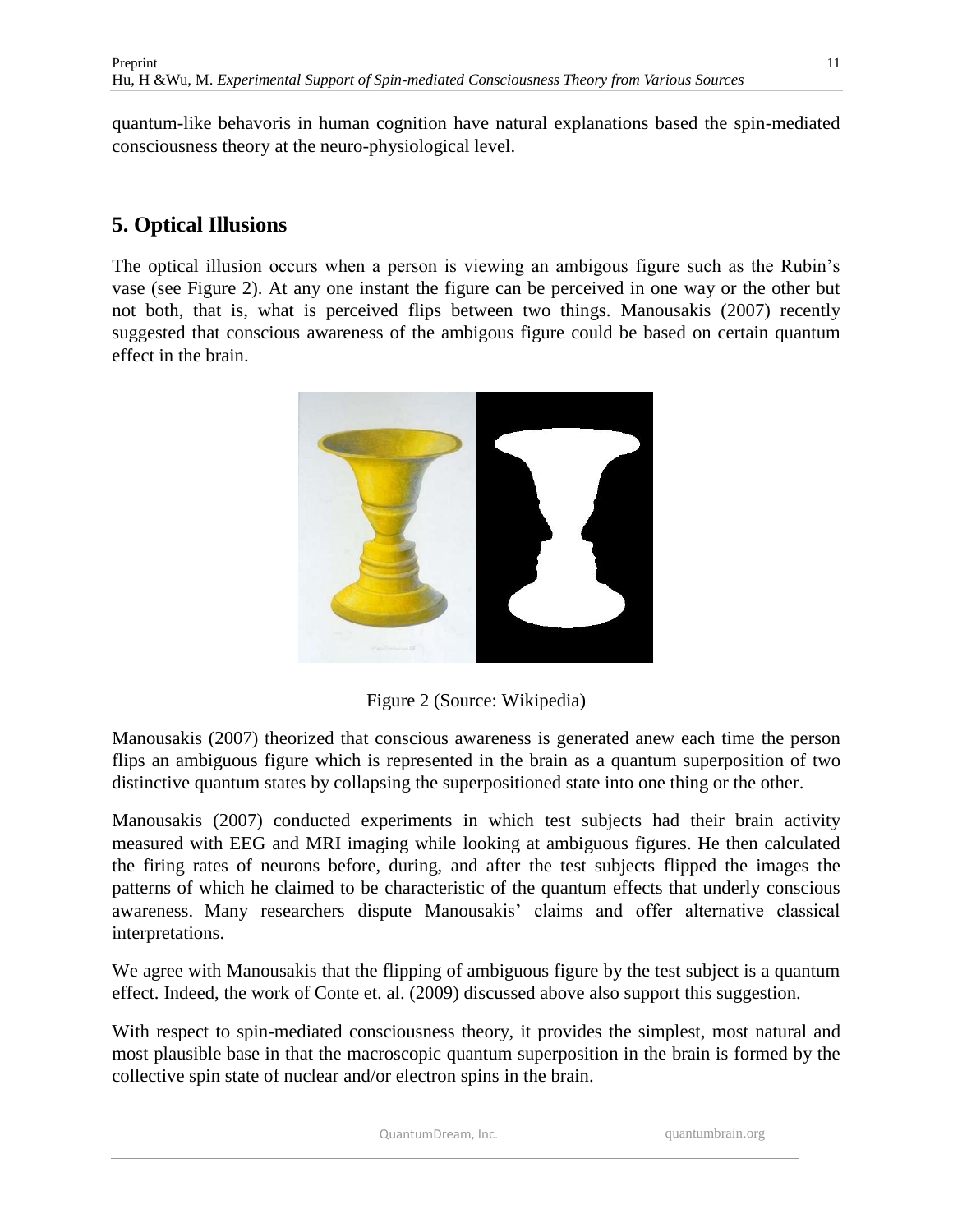quantum-like behavoris in human cognition have natural explanations based the spin-mediated consciousness theory at the neuro-physiological level.

## 5. Optical Illusions

The optical illusion occurs when a person is viewing an ambigous figure such as the Rubin's vase (see Figure 2). At any one instant the figure can be perceived in one way or the other but not both, that is, what is perceived flips between two things. Manousakis (2007) recently suggested that conscious awareness of the ambigous figure could be based on certain quantum effect in the brain.

Figure 2 (Source: Wikipedia)

Manousakis (2007) theorized that conscious awareness is generated anew each time the person flips an ambiguous figure which is represented in the brain as a quantum superposition of two distinctive quantum states by collapsing the superpositioned state into one thing or the other.

Manousakis (2007) conducted experiments in which test subjects had their brain activity measured with EEG and MRI imaging while looking at ambiguous figures. He then calculated the firing rates of neurons before, during, and after the test subjects flipped the images the patterns of which he claimed to be characteristic of the quantum effects that underly conscious awareness. Many researchers dispute Manousakis' claims and offer alternative classical interpretations.

We agree with Manousakis that the flipping of ambiguous figure by the test subject is a quantum effect. Indeed, the work of Conte et. al. (2009) discussed above also support this suggestion.

With respect to spin-mediated consciousness theory, it provides the simplest, most natural and most plausible base in that the macroscopic quantum superposition in the brain is formed by the collective spin state of nuclear and/or electron spins in the brain.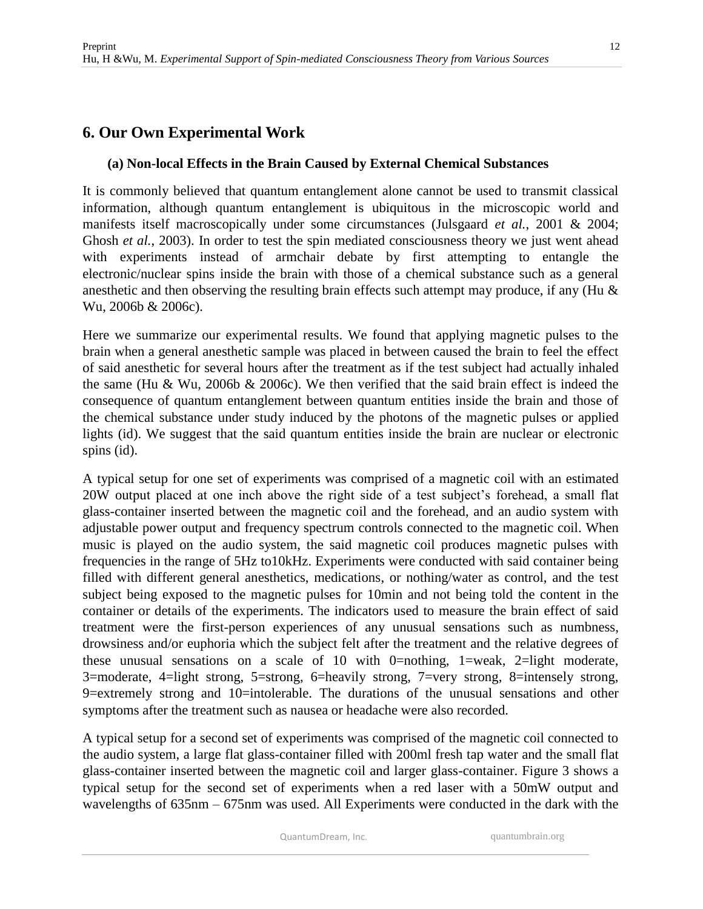## 6. Our Own Experimental Work

### (a) Non-local Effects in the Brain Caused by External Chemical Substances

It is commonly believed that quantum entanglement alone cannot be used to transmit classical information, although quantum entanglement is ubiquitous in the microscopic world and manifests itself macroscopically under some circumstances (Julsgaard *et al.*, 2001 & 2004; Ghosh *et al.*, 2003). In order to test the spin mediated consciousness theory we just went ahead with experiments instead of armchair debate by first attempting to entangle the electronic/nuclear spins inside the brain with those of a chemical substance such as a general anesthetic and then observing the resulting brain effects such attempt may produce, if any (Hu & Wu, 2006b & 2006c).

Here we summarize our experimental results. We found that applying magnetic pulses to the brain when a general anesthetic sample was placed in between caused the brain to feel the effect of said anesthetic for several hours after the treatment as if the test subject had actually inhaled the same (Hu & Wu, 2006b & 2006c). We then verified that the said brain effect is indeed the consequence of quantum entanglement between quantum entities inside the brain and those of the chemical substance under study induced by the photons of the magnetic pulses or applied lights (id). We suggest that the said quantum entities inside the brain are nuclear or electronic spins (id).

A typical setup for one set of experiments was comprised of a magnetic coil with an estimated 20W output placed at one inch above the right side of a test subject's forehead, a small flat glass-container inserted between the magnetic coil and the forehead, and an audio system with adjustable power output and frequency spectrum controls connected to the magnetic coil. When music is played on the audio system, the said magnetic coil produces magnetic pulses with frequencies in the range of 5Hz to10kHz. Experiments were conducted with said container being filled with different general anesthetics, medications, or nothing/water as control, and the test subject being exposed to the magnetic pulses for 10min and not being told the content in the container or details of the experiments. The indicators used to measure the brain effect of said treatment were the first-person experiences of any unusual sensations such as numbness, drowsiness and/or euphoria which the subject felt after the treatment and the relative degrees of these unusual sensations on a scale of 10 with 0=nothing, 1=weak, 2=light moderate, 3=moderate, 4=light strong, 5=strong, 6=heavily strong, 7=very strong, 8=intensely strong, 9=extremely strong and 10=intolerable. The durations of the unusual sensations and other symptoms after the treatment such as nausea or headache were also recorded.

A typical setup for a second set of experiments was comprised of the magnetic coil connected to the audio system, a large flat glass-container filled with 200ml fresh tap water and the small flat glass-container inserted between the magnetic coil and larger glass-container. Figure 3 shows a typical setup for the second set of experiments when a red laser with a 50mW output and wavelengths of 635nm – 675nm was used. All Experiments were conducted in the dark with the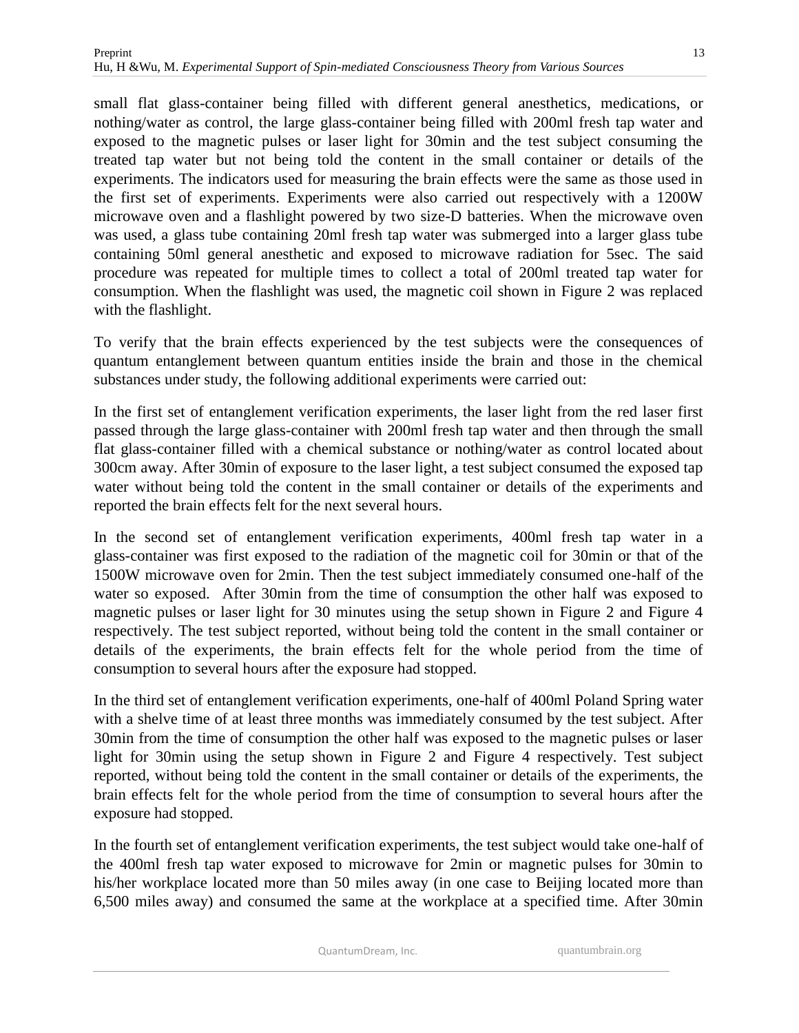small flat glass-container being filled with different general anesthetics, medications, or nothing/water as control, the large glass-container being filled with 200ml fresh tap water and exposed to the magnetic pulses or laser light for 30min and the test subject consuming the treated tap water but not being told the content in the small container or details of the experiments. The indicators used for measuring the brain effects were the same as those used in the first set of experiments. Experiments were also carried out respectively with a 1200W microwave oven and a flashlight powered by two size-D batteries. When the microwave oven was used, a glass tube containing 20ml fresh tap water was submerged into a larger glass tube containing 50ml general anesthetic and exposed to microwave radiation for 5sec. The said procedure was repeated for multiple times to collect a total of 200ml treated tap water for consumption. When the flashlight was used, the magnetic coil shown in Figure 2 was replaced with the flashlight.

To verify that the brain effects experienced by the test subjects were the consequences of quantum entanglement between quantum entities inside the brain and those in the chemical substances under study, the following additional experiments were carried out:

In the first set of entanglement verification experiments, the laser light from the red laser first passed through the large glass-container with 200ml fresh tap water and then through the small flat glass-container filled with a chemical substance or nothing/water as control located about 300cm away. After 30min of exposure to the laser light, a test subject consumed the exposed tap water without being told the content in the small container or details of the experiments and reported the brain effects felt for the next several hours.

In the second set of entanglement verification experiments, 400ml fresh tap water in a glass-container was first exposed to the radiation of the magnetic coil for 30min or that of the 1500W microwave oven for 2min. Then the test subject immediately consumed one-half of the water so exposed. After 30min from the time of consumption the other half was exposed to magnetic pulses or laser light for 30 minutes using the setup shown in Figure 2 and Figure 4 respectively. The test subject reported, without being told the content in the small container or details of the experiments, the brain effects felt for the whole period from the time of consumption to several hours after the exposure had stopped.

In the third set of entanglement verification experiments, one-half of 400ml Poland Spring water with a shelve time of at least three months was immediately consumed by the test subject. After 30min from the time of consumption the other half was exposed to the magnetic pulses or laser light for 30min using the setup shown in Figure 2 and Figure 4 respectively. Test subject reported, without being told the content in the small container or details of the experiments, the brain effects felt for the whole period from the time of consumption to several hours after the exposure had stopped.

In the fourth set of entanglement verification experiments, the test subject would take one-half of the 400ml fresh tap water exposed to microwave for 2min or magnetic pulses for 30min to his/her workplace located more than 50 miles away (in one case to Beijing located more than 6,500 miles away) and consumed the same at the workplace at a specified time. After 30min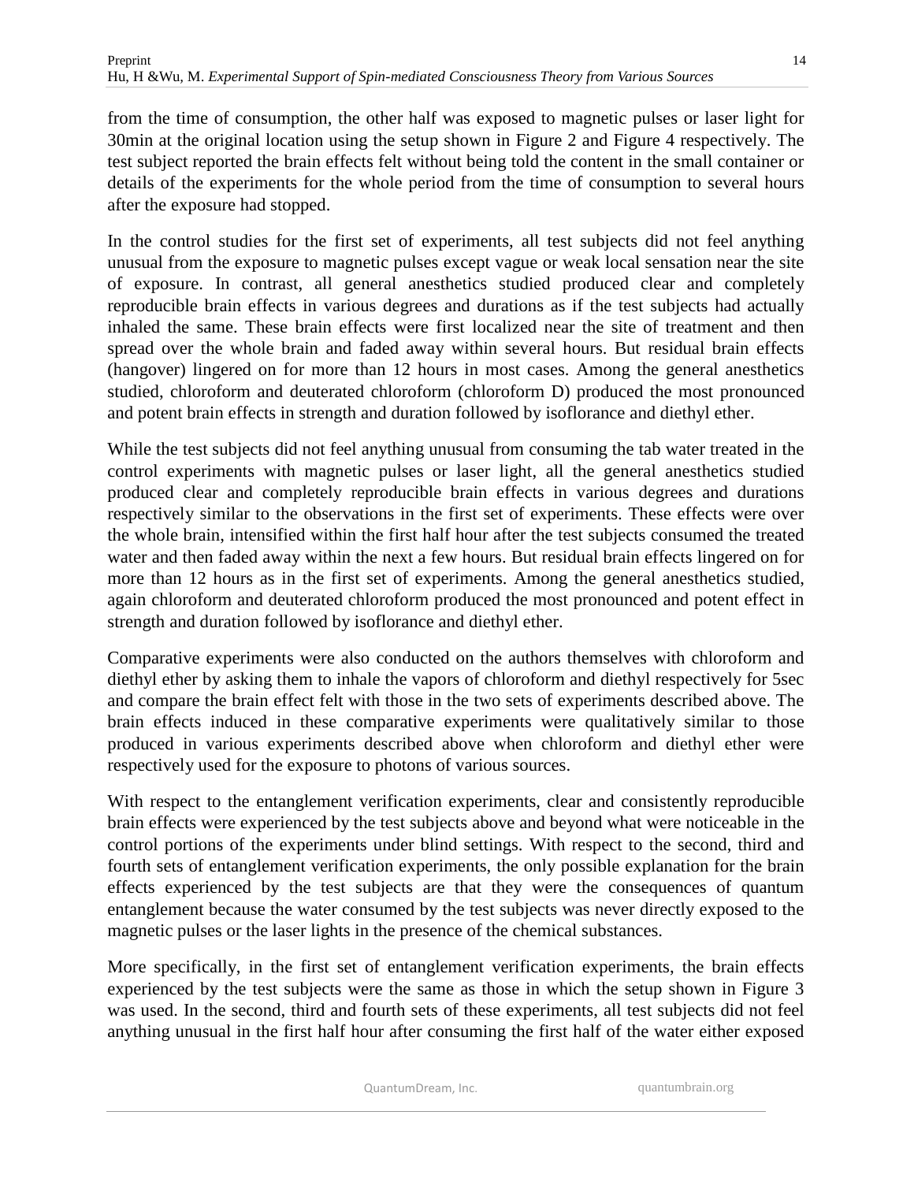from the time of consumption, the other half was exposed to magnetic pulses or laser light for 30min at the original location using the setup shown in Figure 2 and Figure 4 respectively. The test subject reported the brain effects felt without being told the content in the small container or details of the experiments for the whole period from the time of consumption to several hours after the exposure had stopped.

In the control studies for the first set of experiments, all test subjects did not feel anything unusual from the exposure to magnetic pulses except vague or weak local sensation near the site of exposure. In contrast, all general anesthetics studied produced clear and completely reproducible brain effects in various degrees and durations as if the test subjects had actually inhaled the same. These brain effects were first localized near the site of treatment and then spread over the whole brain and faded away within several hours. But residual brain effects (hangover) lingered on for more than 12 hours in most cases. Among the general anesthetics studied, chloroform and deuterated chloroform (chloroform D) produced the most pronounced and potent brain effects in strength and duration followed by isoflorance and diethyl ether.

While the test subjects did not feel anything unusual from consuming the tab water treated in the control experiments with magnetic pulses or laser light, all the general anesthetics studied produced clear and completely reproducible brain effects in various degrees and durations respectively similar to the observations in the first set of experiments. These effects were over the whole brain, intensified within the first half hour after the test subjects consumed the treated water and then faded away within the next a few hours. But residual brain effects lingered on for more than 12 hours as in the first set of experiments. Among the general anesthetics studied, again chloroform and deuterated chloroform produced the most pronounced and potent effect in strength and duration followed by isoflorance and diethyl ether.

Comparative experiments were also conducted on the authors themselves with chloroform and diethyl ether by asking them to inhale the vapors of chloroform and diethyl respectively for 5sec and compare the brain effect felt with those in the two sets of experiments described above. The brain effects induced in these comparative experiments were qualitatively similar to those produced in various experiments described above when chloroform and diethyl ether were respectively used for the exposure to photons of various sources.

With respect to the entanglement verification experiments, clear and consistently reproducible brain effects were experienced by the test subjects above and beyond what were noticeable in the control portions of the experiments under blind settings. With respect to the second, third and fourth sets of entanglement verification experiments, the only possible explanation for the brain effects experienced by the test subjects are that they were the consequences of quantum entanglement because the water consumed by the test subjects was never directly exposed to the magnetic pulses or the laser lights in the presence of the chemical substances.

More specifically, in the first set of entanglement verification experiments, the brain effects experienced by the test subjects were the same as those in which the setup shown in Figure 3 was used. In the second, third and fourth sets of these experiments, all test subjects did not feel anything unusual in the first half hour after consuming the first half of the water either exposed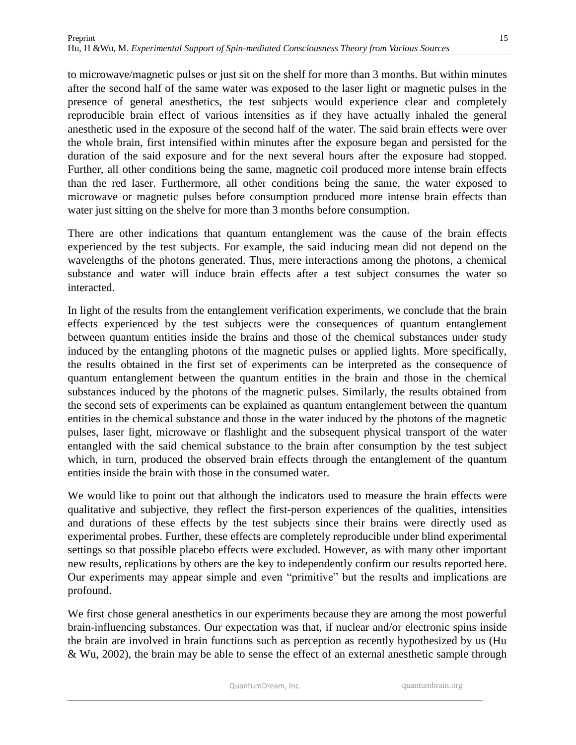to microwave/magnetic pulses or just sit on the shelf for more than 3 months. But within minutes after the second half of the same water was exposed to the laser light or magnetic pulses in the presence of general anesthetics, the test subjects would experience clear and completely reproducible brain effect of various intensities as if they have actually inhaled the general anesthetic used in the exposure of the second half of the water. The said brain effects were over the whole brain, first intensified within minutes after the exposure began and persisted for the duration of the said exposure and for the next several hours after the exposure had stopped. Further, all other conditions being the same, magnetic coil produced more intense brain effects than the red laser. Furthermore, all other conditions being the same, the water exposed to microwave or magnetic pulses before consumption produced more intense brain effects than water just sitting on the shelve for more than 3 months before consumption.

There are other indications that quantum entanglement was the cause of the brain effects experienced by the test subjects. For example, the said inducing mean did not depend on the wavelengths of the photons generated. Thus, mere interactions among the photons, a chemical substance and water will induce brain effects after a test subject consumes the water so interacted.

In light of the results from the entanglement verification experiments, we conclude that the brain effects experienced by the test subjects were the consequences of quantum entanglement between quantum entities inside the brains and those of the chemical substances under study induced by the entangling photons of the magnetic pulses or applied lights. More specifically, the results obtained in the first set of experiments can be interpreted as the consequence of quantum entanglement between the quantum entities in the brain and those in the chemical substances induced by the photons of the magnetic pulses. Similarly, the results obtained from the second sets of experiments can be explained as quantum entanglement between the quantum entities in the chemical substance and those in the water induced by the photons of the magnetic pulses, laser light, microwave or flashlight and the subsequent physical transport of the water entangled with the said chemical substance to the brain after consumption by the test subject which, in turn, produced the observed brain effects through the entanglement of the quantum entities inside the brain with those in the consumed water.

We would like to point out that although the indicators used to measure the brain effects were qualitative and subjective, they reflect the first-person experiences of the qualities, intensities and durations of these effects by the test subjects since their brains were directly used as experimental probes. Further, these effects are completely reproducible under blind experimental settings so that possible placebo effects were excluded. However, as with many other important new results, replications by others are the key to independently confirm our results reported here. Our experiments may appear simple and even "primitive" but the results and implications are profound.

We first chose general anesthetics in our experiments because they are among the most powerful brain-influencing substances. Our expectation was that, if nuclear and/or electronic spins inside the brain are involved in brain functions such as perception as recently hypothesized by us (Hu & Wu, 2002), the brain may be able to sense the effect of an external anesthetic sample through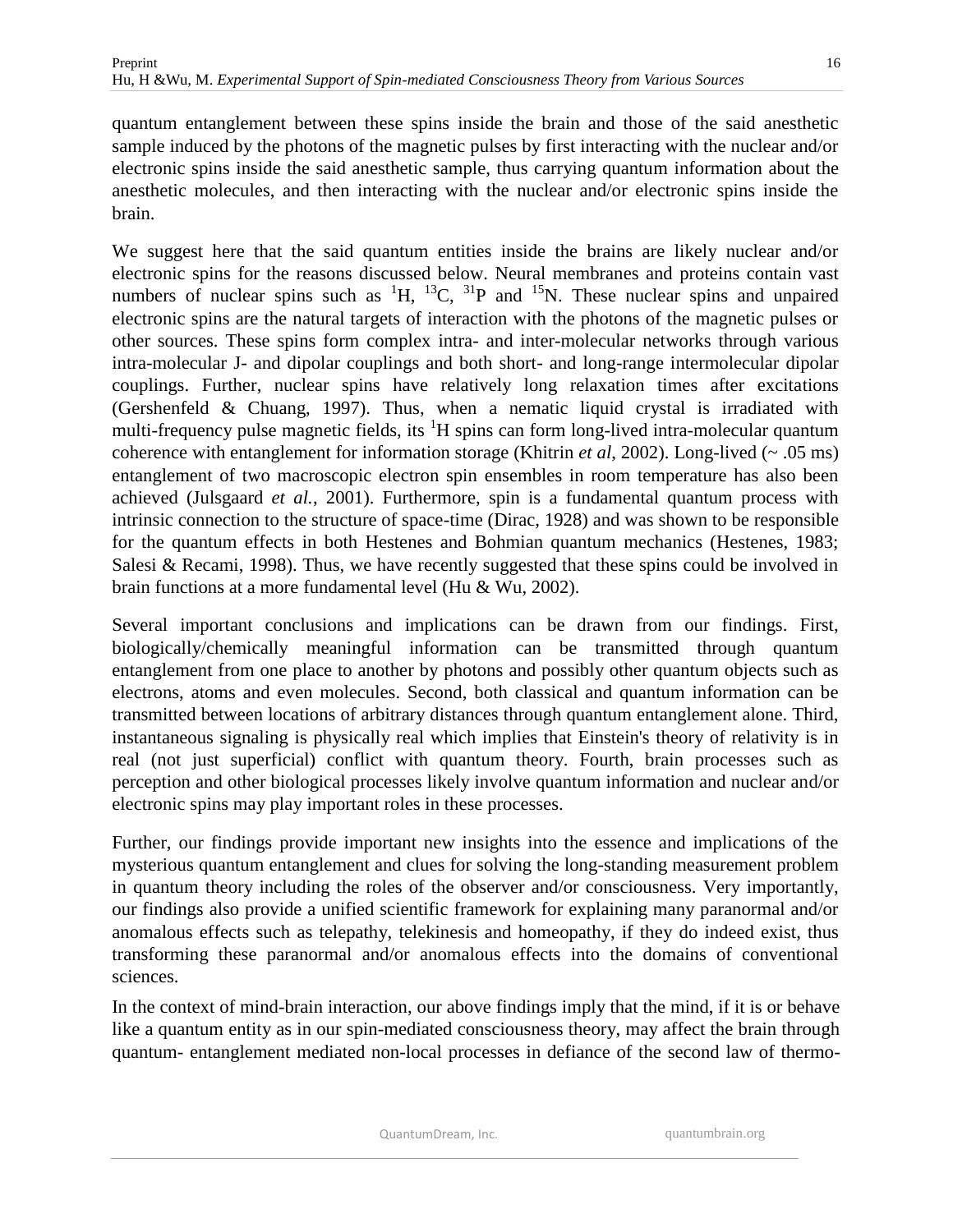quantum entanglement between these spins inside the brain and those of the said anesthetic sample induced by the photons of the magnetic pulses by first interacting with the nuclear and/or electronic spins inside the said anesthetic sample, thus carrying quantum information about the anesthetic molecules, and then interacting with the nuclear and/or electronic spins inside the brain.

We suggest here that the said quantum entities inside the brains are likely nuclear and/or electronic spins for the reasons discussed below. Neural membranes and proteins contain vast numbers of nuclear spins such as $^{1}H$, $^{13}C$, $^{31}P$ and $^{15}N$. These nuclear spins and unpaired electronic spins are the natural targets of interaction with the photons of the magnetic pulses or other sources. These spins form complex intra- and inter-molecular networks through various intra-molecular J- and dipolar couplings and both short- and long-range intermolecular dipolar couplings. Further, nuclear spins have relatively long relaxation times after excitations (Gershenfeld & Chuang, 1997). Thus, when a nematic liquid crystal is irradiated with multi-frequency pulse magnetic fields, its $^{1}H$ spins can form long-lived intra-molecular quantum coherence with entanglement for information storage (Khitrin *et al*, 2002). Long-lived (~ .05 ms) entanglement of two macroscopic electron spin ensembles in room temperature has also been achieved (Julsgaard *et al.*, 2001). Furthermore, spin is a fundamental quantum process with intrinsic connection to the structure of space-time (Dirac, 1928) and was shown to be responsible for the quantum effects in both Hestenes and Bohmian quantum mechanics (Hestenes, 1983; Salesi & Recami, 1998). Thus, we have recently suggested that these spins could be involved in brain functions at a more fundamental level (Hu & Wu, 2002).

Several important conclusions and implications can be drawn from our findings. First, biologically/chemically meaningful information can be transmitted through quantum entanglement from one place to another by photons and possibly other quantum objects such as electrons, atoms and even molecules. Second, both classical and quantum information can be transmitted between locations of arbitrary distances through quantum entanglement alone. Third, instantaneous signaling is physically real which implies that Einstein's theory of relativity is in real (not just superficial) conflict with quantum theory. Fourth, brain processes such as perception and other biological processes likely involve quantum information and nuclear and/or electronic spins may play important roles in these processes.

Further, our findings provide important new insights into the essence and implications of the mysterious quantum entanglement and clues for solving the long-standing measurement problem in quantum theory including the roles of the observer and/or consciousness. Very importantly, our findings also provide a unified scientific framework for explaining many paranormal and/or anomalous effects such as telepathy, telekinesis and homeopathy, if they do indeed exist, thus transforming these paranormal and/or anomalous effects into the domains of conventional sciences.

In the context of mind-brain interaction, our above findings imply that the mind, if it is or behave like a quantum entity as in our spin-mediated consciousness theory, may affect the brain through quantum- entanglement mediated non-local processes in defiance of the second law of thermo-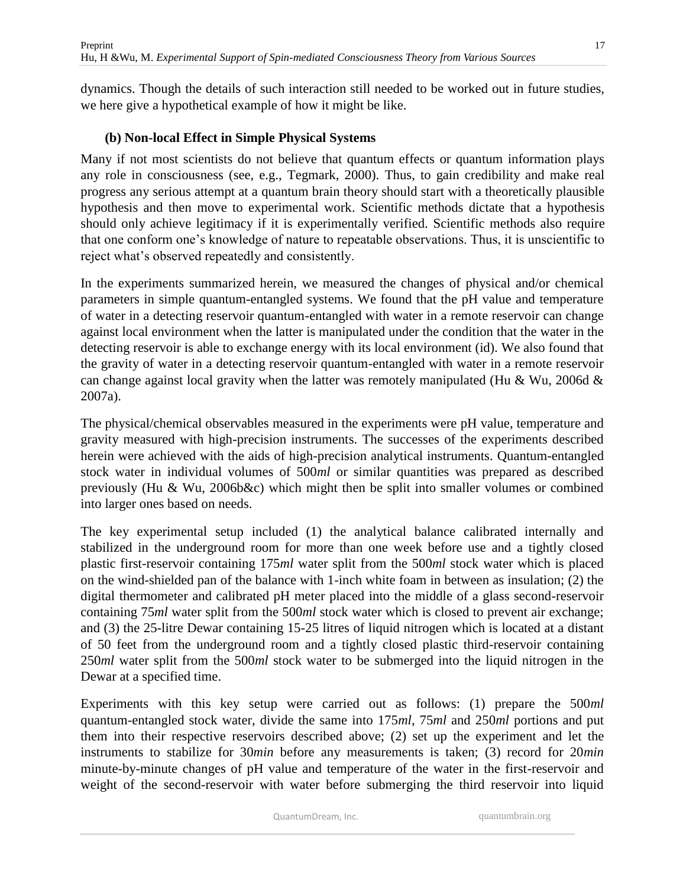dynamics. Though the details of such interaction still needed to be worked out in future studies, we here give a hypothetical example of how it might be like.

### (b) Non-local Effect in Simple Physical Systems

Many if not most scientists do not believe that quantum effects or quantum information plays any role in consciousness (see, e.g., Tegmark, 2000). Thus, to gain credibility and make real progress any serious attempt at a quantum brain theory should start with a theoretically plausible hypothesis and then move to experimental work. Scientific methods dictate that a hypothesis should only achieve legitimacy if it is experimentally verified. Scientific methods also require that one conform one's knowledge of nature to repeatable observations. Thus, it is unscientific to reject what's observed repeatedly and consistently.

In the experiments summarized herein, we measured the changes of physical and/or chemical parameters in simple quantum-entangled systems. We found that the pH value and temperature of water in a detecting reservoir quantum-entangled with water in a remote reservoir can change against local environment when the latter is manipulated under the condition that the water in the detecting reservoir is able to exchange energy with its local environment (id). We also found that the gravity of water in a detecting reservoir quantum-entangled with water in a remote reservoir can change against local gravity when the latter was remotely manipulated (Hu & Wu, 2006d & 2007a).

The physical/chemical observables measured in the experiments were pH value, temperature and gravity measured with high-precision instruments. The successes of the experiments described herein were achieved with the aids of high-precision analytical instruments. Quantum-entangled stock water in individual volumes of 500*ml* or similar quantities was prepared as described previously (Hu & Wu, 2006b&c) which might then be split into smaller volumes or combined into larger ones based on needs.

The key experimental setup included (1) the analytical balance calibrated internally and stabilized in the underground room for more than one week before use and a tightly closed plastic first-reservoir containing 175*ml* water split from the 500*ml* stock water which is placed on the wind-shielded pan of the balance with 1-inch white foam in between as insulation; (2) the digital thermometer and calibrated pH meter placed into the middle of a glass second-reservoir containing 75*ml* water split from the 500*ml* stock water which is closed to prevent air exchange; and (3) the 25-litre Dewar containing 15-25 litres of liquid nitrogen which is located at a distant of 50 feet from the underground room and a tightly closed plastic third-reservoir containing 250*ml* water split from the 500*ml* stock water to be submerged into the liquid nitrogen in the Dewar at a specified time.

Experiments with this key setup were carried out as follows: (1) prepare the 500*ml* quantum-entangled stock water, divide the same into 175*ml*, 75*ml* and 250*ml* portions and put them into their respective reservoirs described above; (2) set up the experiment and let the instruments to stabilize for 30*min* before any measurements is taken; (3) record for 20*min* minute-by-minute changes of pH value and temperature of the water in the first-reservoir and weight of the second-reservoir with water before submerging the third reservoir into liquid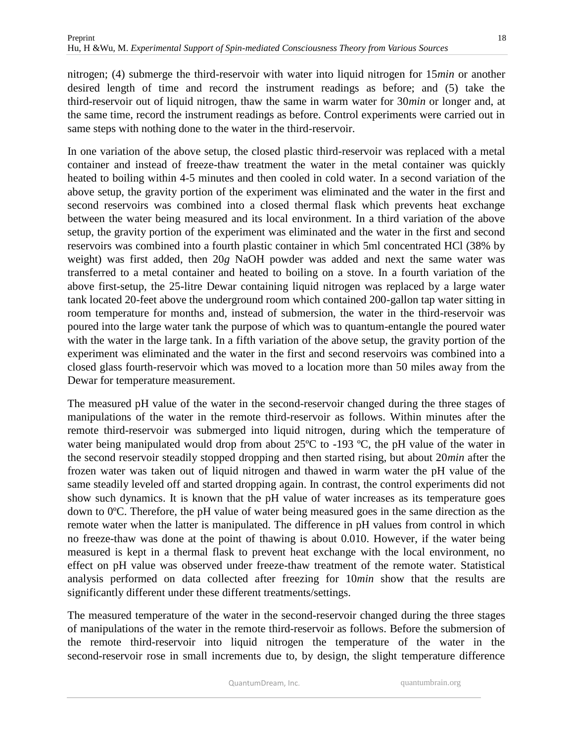nitrogen; (4) submerge the third-reservoir with water into liquid nitrogen for 15*min* or another desired length of time and record the instrument readings as before; and (5) take the third-reservoir out of liquid nitrogen, thaw the same in warm water for 30*min* or longer and, at the same time, record the instrument readings as before. Control experiments were carried out in same steps with nothing done to the water in the third-reservoir.

In one variation of the above setup, the closed plastic third-reservoir was replaced with a metal container and instead of freeze-thaw treatment the water in the metal container was quickly heated to boiling within 4-5 minutes and then cooled in cold water. In a second variation of the above setup, the gravity portion of the experiment was eliminated and the water in the first and second reservoirs was combined into a closed thermal flask which prevents heat exchange between the water being measured and its local environment. In a third variation of the above setup, the gravity portion of the experiment was eliminated and the water in the first and second reservoirs was combined into a fourth plastic container in which 5ml concentrated HCl (38% by weight) was first added, then 20*g* NaOH powder was added and next the same water was transferred to a metal container and heated to boiling on a stove. In a fourth variation of the above first-setup, the 25-litre Dewar containing liquid nitrogen was replaced by a large water tank located 20-feet above the underground room which contained 200-gallon tap water sitting in room temperature for months and, instead of submersion, the water in the third-reservoir was poured into the large water tank the purpose of which was to quantum-entangle the poured water with the water in the large tank. In a fifth variation of the above setup, the gravity portion of the experiment was eliminated and the water in the first and second reservoirs was combined into a closed glass fourth-reservoir which was moved to a location more than 50 miles away from the Dewar for temperature measurement.

The measured pH value of the water in the second-reservoir changed during the three stages of manipulations of the water in the remote third-reservoir as follows. Within minutes after the remote third-reservoir was submerged into liquid nitrogen, during which the temperature of water being manipulated would drop from about 25ºC to -193 ºC, the pH value of the water in the second reservoir steadily stopped dropping and then started rising, but about 20*min* after the frozen water was taken out of liquid nitrogen and thawed in warm water the pH value of the same steadily leveled off and started dropping again. In contrast, the control experiments did not show such dynamics. It is known that the pH value of water increases as its temperature goes down to 0ºC. Therefore, the pH value of water being measured goes in the same direction as the remote water when the latter is manipulated. The difference in pH values from control in which no freeze-thaw was done at the point of thawing is about 0.010. However, if the water being measured is kept in a thermal flask to prevent heat exchange with the local environment, no effect on pH value was observed under freeze-thaw treatment of the remote water. Statistical analysis performed on data collected after freezing for 10*min* show that the results are significantly different under these different treatments/settings.

The measured temperature of the water in the second-reservoir changed during the three stages of manipulations of the water in the remote third-reservoir as follows. Before the submersion of the remote third-reservoir into liquid nitrogen the temperature of the water in the second-reservoir rose in small increments due to, by design, the slight temperature difference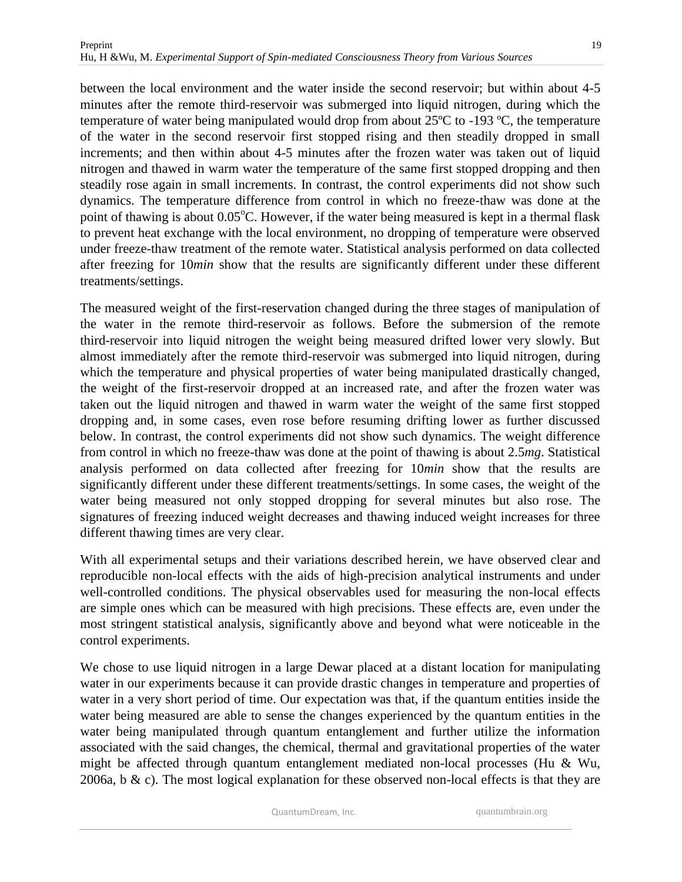between the local environment and the water inside the second reservoir; but within about 4-5 minutes after the remote third-reservoir was submerged into liquid nitrogen, during which the temperature of water being manipulated would drop from about 25ºC to -193 ºC, the temperature of the water in the second reservoir first stopped rising and then steadily dropped in small increments; and then within about 4-5 minutes after the frozen water was taken out of liquid nitrogen and thawed in warm water the temperature of the same first stopped dropping and then steadily rose again in small increments. In contrast, the control experiments did not show such dynamics. The temperature difference from control in which no freeze-thaw was done at the point of thawing is about 0.05$^{o}$C. However, if the water being measured is kept in a thermal flask to prevent heat exchange with the local environment, no dropping of temperature were observed under freeze-thaw treatment of the remote water. Statistical analysis performed on data collected after freezing for 10*min* show that the results are significantly different under these different treatments/settings.

The measured weight of the first-reservation changed during the three stages of manipulation of the water in the remote third-reservoir as follows. Before the submersion of the remote third-reservoir into liquid nitrogen the weight being measured drifted lower very slowly. But almost immediately after the remote third-reservoir was submerged into liquid nitrogen, during which the temperature and physical properties of water being manipulated drastically changed, the weight of the first-reservoir dropped at an increased rate, and after the frozen water was taken out the liquid nitrogen and thawed in warm water the weight of the same first stopped dropping and, in some cases, even rose before resuming drifting lower as further discussed below. In contrast, the control experiments did not show such dynamics. The weight difference from control in which no freeze-thaw was done at the point of thawing is about 2.5*mg*. Statistical analysis performed on data collected after freezing for 10*min* show that the results are significantly different under these different treatments/settings. In some cases, the weight of the water being measured not only stopped dropping for several minutes but also rose. The signatures of freezing induced weight decreases and thawing induced weight increases for three different thawing times are very clear.

With all experimental setups and their variations described herein, we have observed clear and reproducible non-local effects with the aids of high-precision analytical instruments and under well-controlled conditions. The physical observables used for measuring the non-local effects are simple ones which can be measured with high precisions. These effects are, even under the most stringent statistical analysis, significantly above and beyond what were noticeable in the control experiments.

We chose to use liquid nitrogen in a large Dewar placed at a distant location for manipulating water in our experiments because it can provide drastic changes in temperature and properties of water in a very short period of time. Our expectation was that, if the quantum entities inside the water being measured are able to sense the changes experienced by the quantum entities in the water being manipulated through quantum entanglement and further utilize the information associated with the said changes, the chemical, thermal and gravitational properties of the water might be affected through quantum entanglement mediated non-local processes (Hu & Wu, 2006a, b & c). The most logical explanation for these observed non-local effects is that they are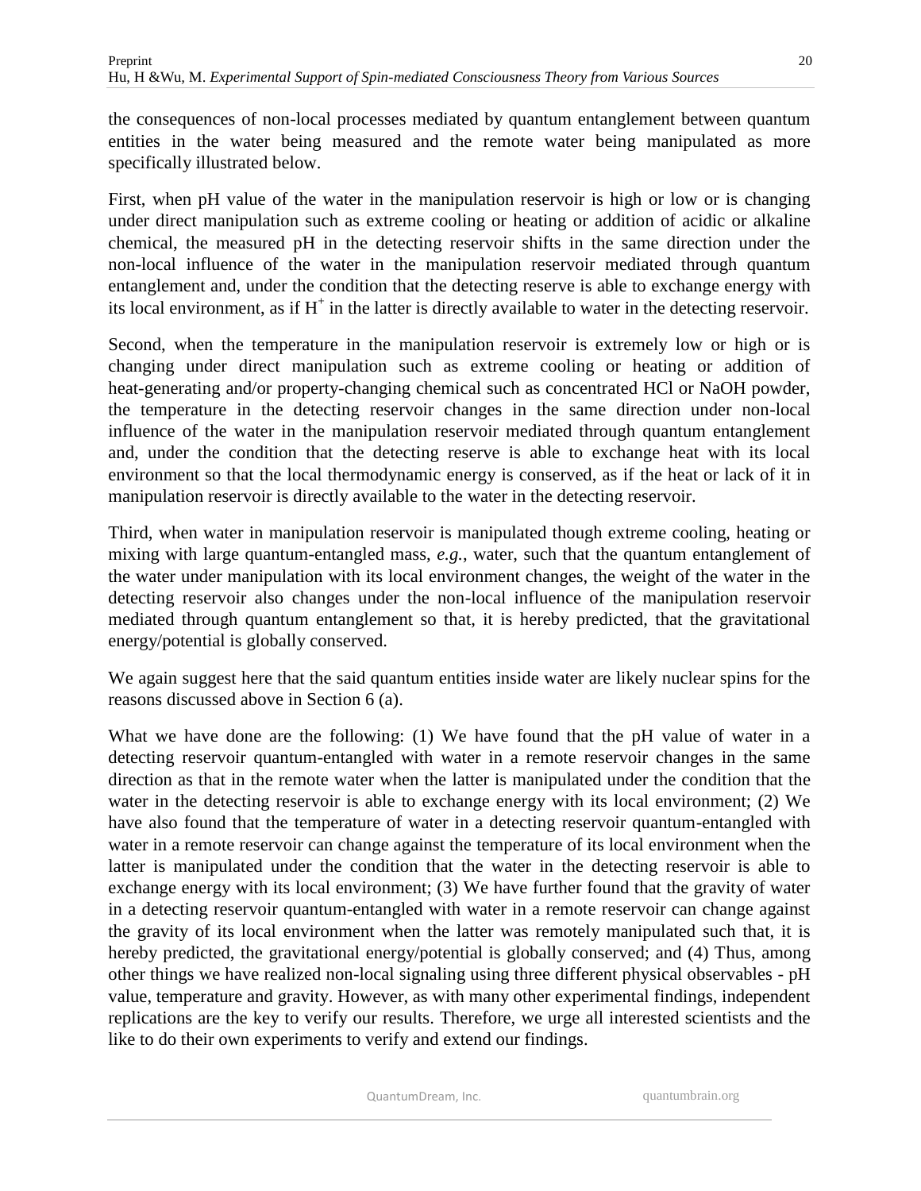the consequences of non-local processes mediated by quantum entanglement between quantum entities in the water being measured and the remote water being manipulated as more specifically illustrated below.

First, when pH value of the water in the manipulation reservoir is high or low or is changing under direct manipulation such as extreme cooling or heating or addition of acidic or alkaline chemical, the measured pH in the detecting reservoir shifts in the same direction under the non-local influence of the water in the manipulation reservoir mediated through quantum entanglement and, under the condition that the detecting reserve is able to exchange energy with its local environment, as if $H^+$ in the latter is directly available to water in the detecting reservoir.

Second, when the temperature in the manipulation reservoir is extremely low or high or is changing under direct manipulation such as extreme cooling or heating or addition of heat-generating and/or property-changing chemical such as concentrated HCl or NaOH powder, the temperature in the detecting reservoir changes in the same direction under non-local influence of the water in the manipulation reservoir mediated through quantum entanglement and, under the condition that the detecting reserve is able to exchange heat with its local environment so that the local thermodynamic energy is conserved, as if the heat or lack of it in manipulation reservoir is directly available to the water in the detecting reservoir.

Third, when water in manipulation reservoir is manipulated though extreme cooling, heating or mixing with large quantum-entangled mass, *e.g.*, water, such that the quantum entanglement of the water under manipulation with its local environment changes, the weight of the water in the detecting reservoir also changes under the non-local influence of the manipulation reservoir mediated through quantum entanglement so that, it is hereby predicted, that the gravitational energy/potential is globally conserved.

We again suggest here that the said quantum entities inside water are likely nuclear spins for the reasons discussed above in Section 6 (a).

What we have done are the following: (1) We have found that the pH value of water in a detecting reservoir quantum-entangled with water in a remote reservoir changes in the same direction as that in the remote water when the latter is manipulated under the condition that the water in the detecting reservoir is able to exchange energy with its local environment; (2) We have also found that the temperature of water in a detecting reservoir quantum-entangled with water in a remote reservoir can change against the temperature of its local environment when the latter is manipulated under the condition that the water in the detecting reservoir is able to exchange energy with its local environment; (3) We have further found that the gravity of water in a detecting reservoir quantum-entangled with water in a remote reservoir can change against the gravity of its local environment when the latter was remotely manipulated such that, it is hereby predicted, the gravitational energy/potential is globally conserved; and (4) Thus, among other things we have realized non-local signaling using three different physical observables - pH value, temperature and gravity. However, as with many other experimental findings, independent replications are the key to verify our results. Therefore, we urge all interested scientists and the like to do their own experiments to verify and extend our findings.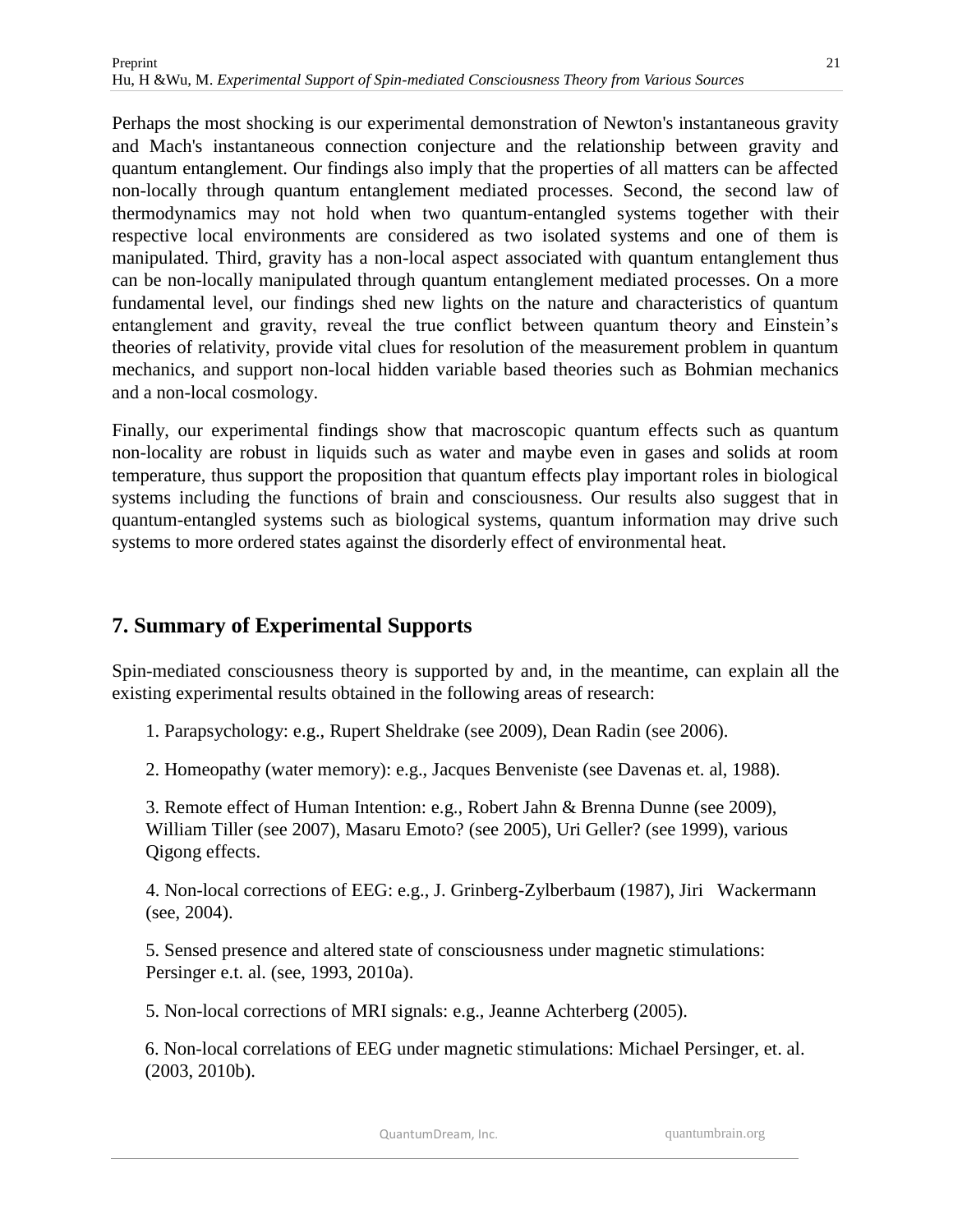Perhaps the most shocking is our experimental demonstration of Newton's instantaneous gravity and Mach's instantaneous connection conjecture and the relationship between gravity and quantum entanglement. Our findings also imply that the properties of all matters can be affected non-locally through quantum entanglement mediated processes. Second, the second law of thermodynamics may not hold when two quantum-entangled systems together with their respective local environments are considered as two isolated systems and one of them is manipulated. Third, gravity has a non-local aspect associated with quantum entanglement thus can be non-locally manipulated through quantum entanglement mediated processes. On a more fundamental level, our findings shed new lights on the nature and characteristics of quantum entanglement and gravity, reveal the true conflict between quantum theory and Einstein's theories of relativity, provide vital clues for resolution of the measurement problem in quantum mechanics, and support non-local hidden variable based theories such as Bohmian mechanics and a non-local cosmology.

Finally, our experimental findings show that macroscopic quantum effects such as quantum non-locality are robust in liquids such as water and maybe even in gases and solids at room temperature, thus support the proposition that quantum effects play important roles in biological systems including the functions of brain and consciousness. Our results also suggest that in quantum-entangled systems such as biological systems, quantum information may drive such systems to more ordered states against the disorderly effect of environmental heat.

## 7. Summary of Experimental Supports

Spin-mediated consciousness theory is supported by and, in the meantime, can explain all the existing experimental results obtained in the following areas of research:

1. Parapsychology: e.g., Rupert Sheldrake (see 2009), Dean Radin (see 2006).

2. Homeopathy (water memory): e.g., Jacques Benveniste (see Davenas et. al, 1988).

3. Remote effect of Human Intention: e.g., Robert Jahn & Brenna Dunne (see 2009), William Tiller (see 2007), Masaru Emoto? (see 2005), Uri Geller? (see 1999), various Qigong effects.

4. Non-local corrections of EEG: e.g., J. Grinberg-Zylberbaum (1987), Jiri Wackermann (see, 2004).

5. Sensed presence and altered state of consciousness under magnetic stimulations: Persinger e.t. al. (see, 1993, 2010a).

5. Non-local corrections of MRI signals: e.g., Jeanne Achterberg (2005).

6. Non-local correlations of EEG under magnetic stimulations: Michael Persinger, et. al. (2003, 2010b).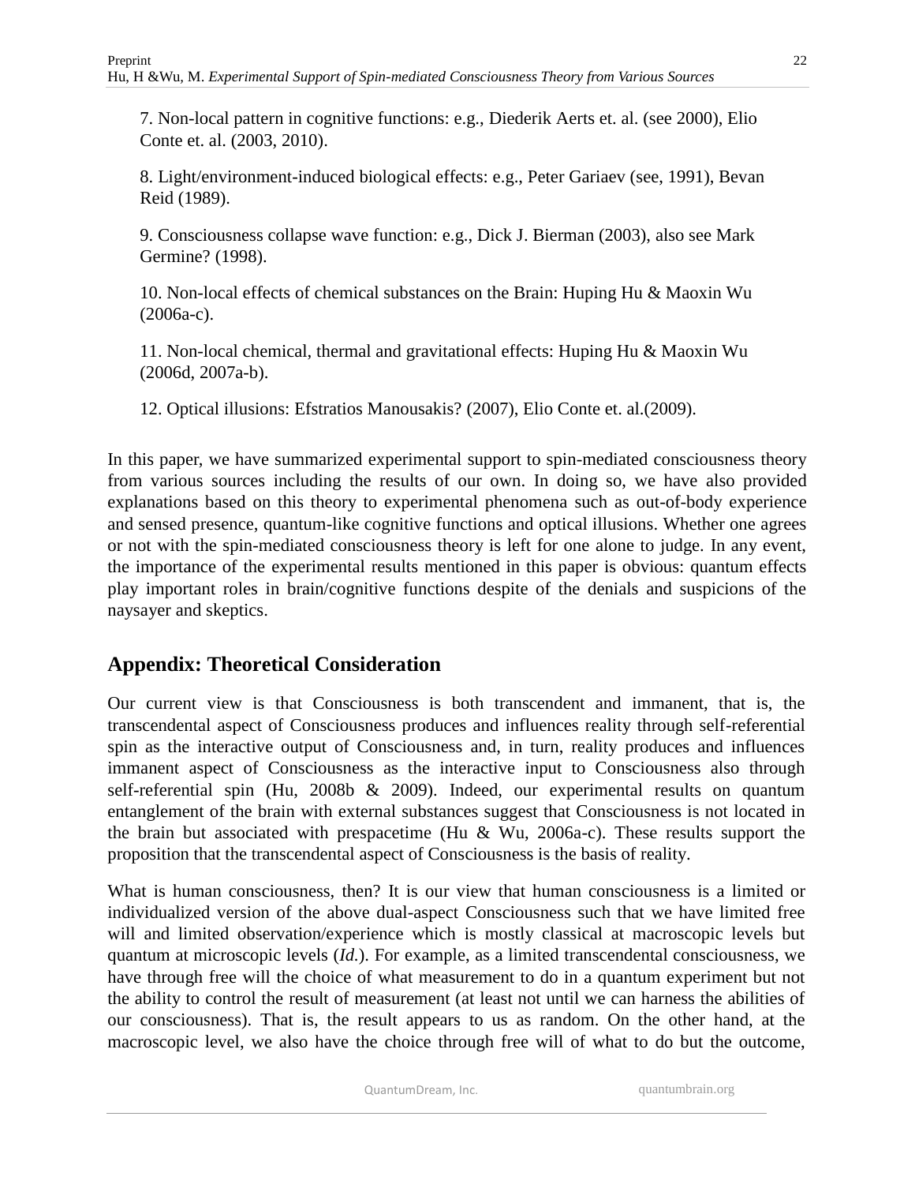7. Non-local pattern in cognitive functions: e.g., Diederik Aerts et. al. (see 2000), Elio Conte et. al. (2003, 2010).

8. Light/environment-induced biological effects: e.g., Peter Gariaev (see, 1991), Bevan Reid (1989).

9. Consciousness collapse wave function: e.g., Dick J. Bierman (2003), also see Mark Germine? (1998).

10. Non-local effects of chemical substances on the Brain: Huping Hu & Maoxin Wu (2006a-c).

11. Non-local chemical, thermal and gravitational effects: Huping Hu & Maoxin Wu (2006d, 2007a-b).

12. Optical illusions: Efstratios Manousakis? (2007), Elio Conte et. al.(2009).

In this paper, we have summarized experimental support to spin-mediated consciousness theory from various sources including the results of our own. In doing so, we have also provided explanations based on this theory to experimental phenomena such as out-of-body experience and sensed presence, quantum-like cognitive functions and optical illusions. Whether one agrees or not with the spin-mediated consciousness theory is left for one alone to judge. In any event, the importance of the experimental results mentioned in this paper is obvious: quantum effects play important roles in brain/cognitive functions despite of the denials and suspicions of the naysayer and skeptics.

## Appendix: Theoretical Consideration

Our current view is that Consciousness is both transcendent and immanent, that is, the transcendental aspect of Consciousness produces and influences reality through self-referential spin as the interactive output of Consciousness and, in turn, reality produces and influences immanent aspect of Consciousness as the interactive input to Consciousness also through self-referential spin (Hu, 2008b & 2009). Indeed, our experimental results on quantum entanglement of the brain with external substances suggest that Consciousness is not located in the brain but associated with prespacetime (Hu & Wu, 2006a-c). These results support the proposition that the transcendental aspect of Consciousness is the basis of reality.

What is human consciousness, then? It is our view that human consciousness is a limited or individualized version of the above dual-aspect Consciousness such that we have limited free will and limited observation/experience which is mostly classical at macroscopic levels but quantum at microscopic levels (*Id.*). For example, as a limited transcendental consciousness, we have through free will the choice of what measurement to do in a quantum experiment but not the ability to control the result of measurement (at least not until we can harness the abilities of our consciousness). That is, the result appears to us as random. On the other hand, at the macroscopic level, we also have the choice through free will of what to do but the outcome,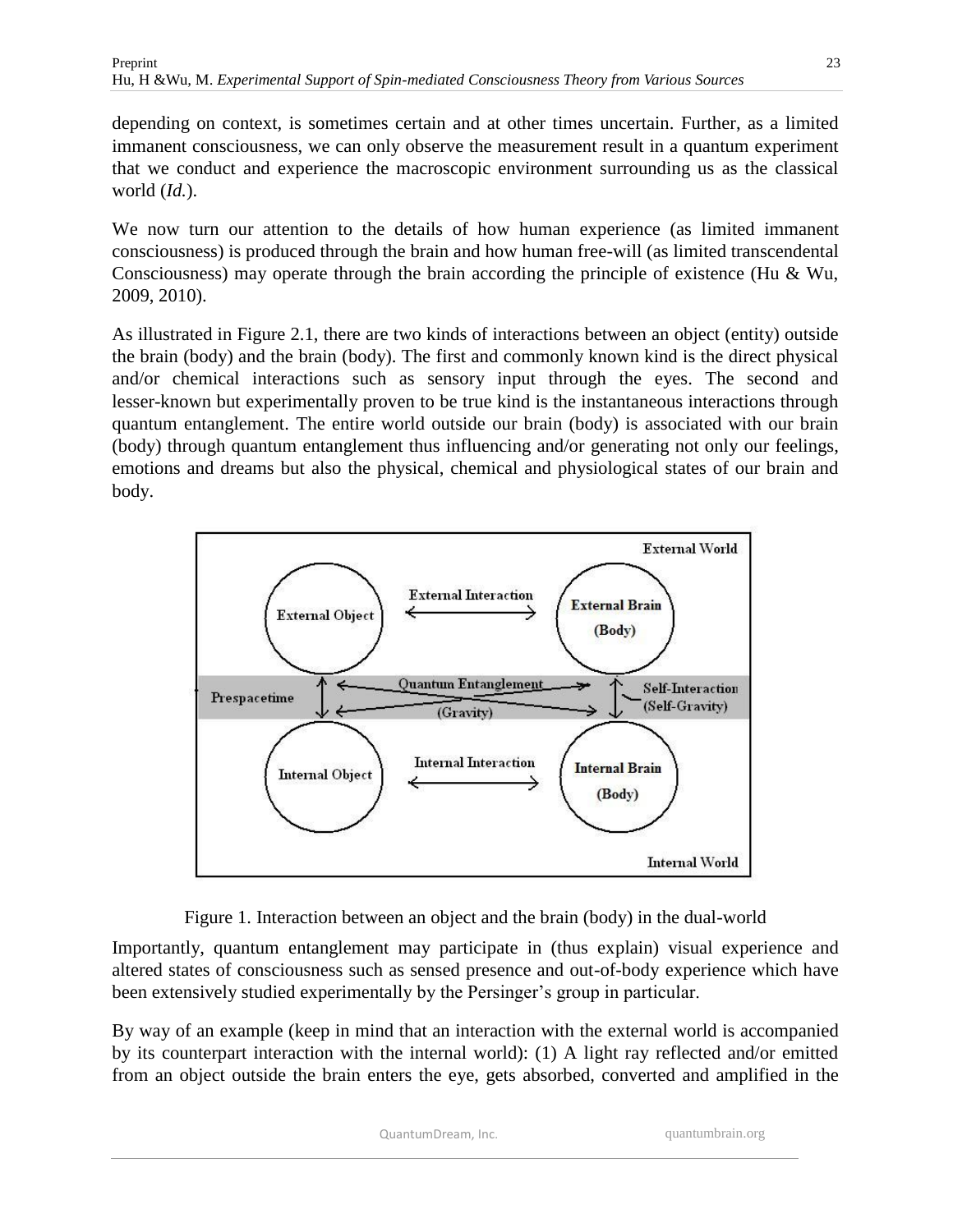depending on context, is sometimes certain and at other times uncertain. Further, as a limited immanent consciousness, we can only observe the measurement result in a quantum experiment that we conduct and experience the macroscopic environment surrounding us as the classical world (*Id.*).

We now turn our attention to the details of how human experience (as limited immanent consciousness) is produced through the brain and how human free-will (as limited transcendental Consciousness) may operate through the brain according the principle of existence (Hu & Wu, 2009, 2010).

As illustrated in Figure 2.1, there are two kinds of interactions between an object (entity) outside the brain (body) and the brain (body). The first and commonly known kind is the direct physical and/or chemical interactions such as sensory input through the eyes. The second and lesser-known but experimentally proven to be true kind is the instantaneous interactions through quantum entanglement. The entire world outside our brain (body) is associated with our brain (body) through quantum entanglement thus influencing and/or generating not only our feelings, emotions and dreams but also the physical, chemical and physiological states of our brain and body.

Figure 1. Interaction between an object and the brain (body) in the dual-world

Importantly, quantum entanglement may participate in (thus explain) visual experience and altered states of consciousness such as sensed presence and out-of-body experience which have been extensively studied experimentally by the Persinger's group in particular.

By way of an example (keep in mind that an interaction with the external world is accompanied by its counterpart interaction with the internal world): (1) A light ray reflected and/or emitted from an object outside the brain enters the eye, gets absorbed, converted and amplified in the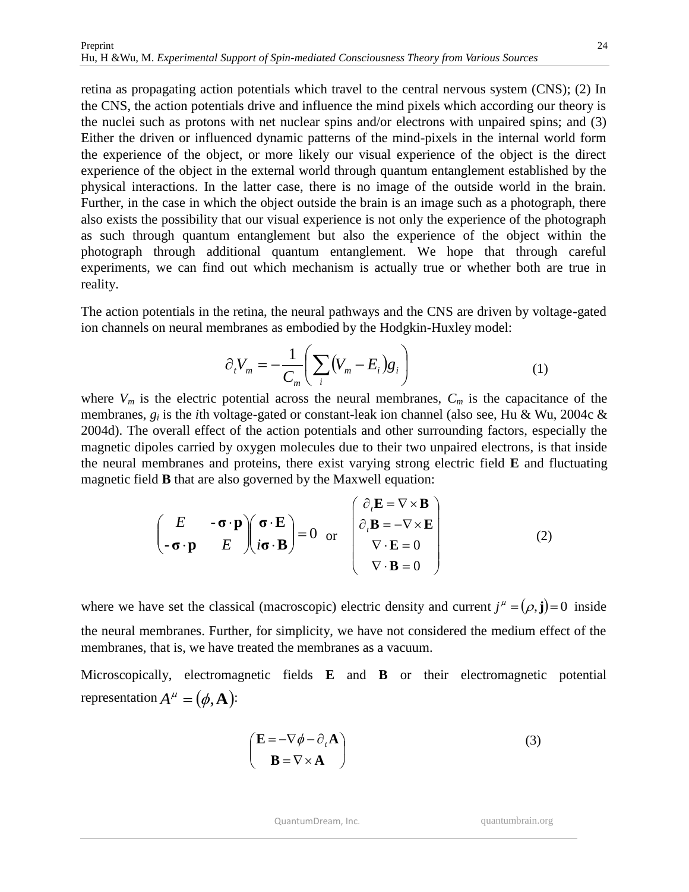retina as propagating action potentials which travel to the central nervous system (CNS); (2) In the CNS, the action potentials drive and influence the mind pixels which according our theory is the nuclei such as protons with net nuclear spins and/or electrons with unpaired spins; and (3) Either the driven or influenced dynamic patterns of the mind-pixels in the internal world form the experience of the object, or more likely our visual experience of the object is the direct experience of the object in the external world through quantum entanglement established by the physical interactions. In the latter case, there is no image of the outside world in the brain. Further, in the case in which the object outside the brain is an image such as a photograph, there also exists the possibility that our visual experience is not only the experience of the photograph as such through quantum entanglement but also the experience of the object within the photograph through additional quantum entanglement. We hope that through careful experiments, we can find out which mechanism is actually true or whether both are true in reality.

The action potentials in the retina, the neural pathways and the CNS are driven by voltage-gated ion channels on neural membranes as embodied by the Hodgkin-Huxley model:

$$\partial_t V_m = -\frac{1}{C_m}\left(\sum_i (V_m - E_i) g_i\right) \tag{1}$$

where $V_m$ is the electric potential across the neural membranes, $C_m$ is the capacitance of the membranes, $g_i$ is the $i$th voltage-gated or constant-leak ion channel (also see, Hu & Wu, 2004c & 2004d). The overall effect of the action potentials and other surrounding factors, especially the magnetic dipoles carried by oxygen molecules due to their two unpaired electrons, is that inside the neural membranes and proteins, there exist varying strong electric field **E** and fluctuating magnetic field **B** that are also governed by the Maxwell equation:

$$\begin{pmatrix} E & -\boldsymbol{\sigma}\cdot\mathbf{p} \\ -\boldsymbol{\sigma}\cdot\mathbf{p} & E \end{pmatrix}\begin{pmatrix} \boldsymbol{\sigma}\cdot\mathbf{E} \\ i\boldsymbol{\sigma}\cdot\mathbf{B} \end{pmatrix} = 0 \quad \text{or} \quad \begin{pmatrix} \partial_t \mathbf{E} = \nabla\times\mathbf{B} \\ \partial_t \mathbf{B} = -\nabla\times\mathbf{E} \\ \nabla\cdot\mathbf{E} = 0 \\ \nabla\cdot\mathbf{B} = 0 \end{pmatrix} \tag{2}$$

where we have set the classical (macroscopic) electric density and current $j^\mu = (\rho, \mathbf{j}) = 0$ inside the neural membranes. Further, for simplicity, we have not considered the medium effect of the membranes, that is, we have treated the membranes as a vacuum.

Microscopically, electromagnetic fields **E** and **B** or their electromagnetic potential representation $A^\mu = (\phi, \mathbf{A})$:

$$\begin{pmatrix} \mathbf{E} = -\nabla\phi - \partial_t \mathbf{A} \\ \mathbf{B} = \nabla\times\mathbf{A} \end{pmatrix} \tag{3}$$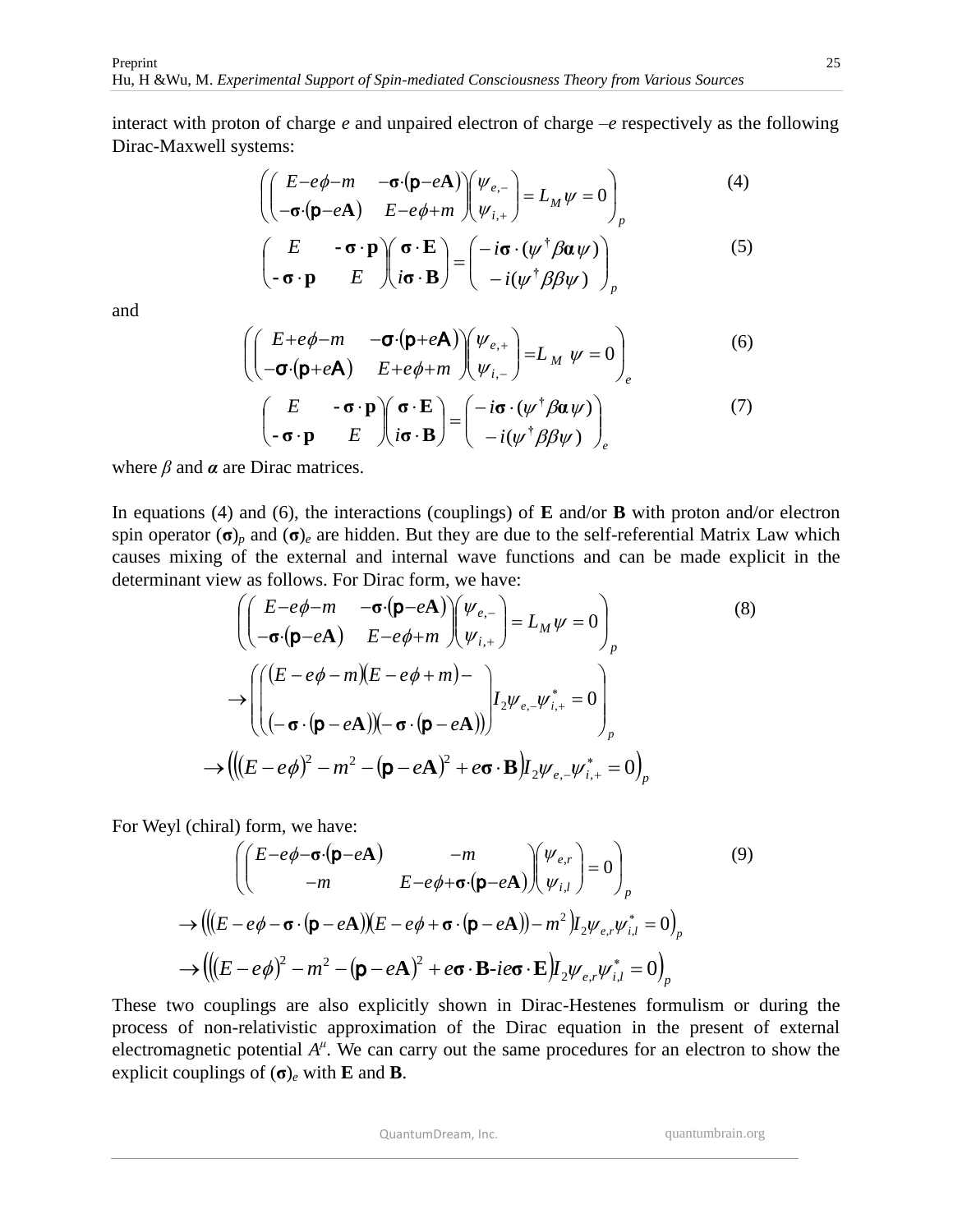interact with proton of charge *e* and unpaired electron of charge –*e* respectively as the following Dirac-Maxwell systems:

$$\left( \begin{pmatrix} E-e\phi-m & -\boldsymbol{\sigma}\cdot(\mathbf{p}-e\mathbf{A}) \\ -\boldsymbol{\sigma}\cdot(\mathbf{p}-e\mathbf{A}) & E-e\phi+m \end{pmatrix} \begin{pmatrix} \psi_{e,-} \\ \psi_{i,+} \end{pmatrix} = L_M \psi = 0 \right)_p \tag{4}$$

$$\left( \begin{pmatrix} E & -\boldsymbol{\sigma}\cdot\mathbf{p} \\ -\boldsymbol{\sigma}\cdot\mathbf{p} & E \end{pmatrix} \begin{pmatrix} \boldsymbol{\sigma}\cdot\mathbf{E} \\ i\boldsymbol{\sigma}\cdot\mathbf{B} \end{pmatrix} = \begin{pmatrix} -i\boldsymbol{\sigma}\cdot(\psi^{\dagger}\beta\boldsymbol{\alpha}\psi) \\ -i(\psi^{\dagger}\beta\beta\psi) \end{pmatrix} \right)_p \tag{5}$$

and

$$\left( \begin{pmatrix} E+e\phi-m & -\boldsymbol{\sigma}\cdot(\mathbf{p}+e\mathbf{A}) \\ -\boldsymbol{\sigma}\cdot(\mathbf{p}+e\mathbf{A}) & E+e\phi+m \end{pmatrix} \begin{pmatrix} \psi_{e,+} \\ \psi_{i,-} \end{pmatrix} = L_M \psi = 0 \right)_e \tag{6}$$

$$\left( \begin{pmatrix} E & -\boldsymbol{\sigma}\cdot\mathbf{p} \\ -\boldsymbol{\sigma}\cdot\mathbf{p} & E \end{pmatrix} \begin{pmatrix} \boldsymbol{\sigma}\cdot\mathbf{E} \\ i\boldsymbol{\sigma}\cdot\mathbf{B} \end{pmatrix} = \begin{pmatrix} -i\boldsymbol{\sigma}\cdot(\psi^{\dagger}\beta\boldsymbol{\alpha}\psi) \\ -i(\psi^{\dagger}\beta\beta\psi) \end{pmatrix} \right)_e \tag{7}$$

where $\beta$ and $\boldsymbol{\alpha}$ are Dirac matrices.

In equations (4) and (6), the interactions (couplings) of **E** and/or **B** with proton and/or electron spin operator $(\boldsymbol{\sigma})_p$ and $(\boldsymbol{\sigma})_e$ are hidden. But they are due to the self-referential Matrix Law which causes mixing of the external and internal wave functions and can be made explicit in the determinant view as follows. For Dirac form, we have:

$$\left( \begin{pmatrix} E-e\phi-m & -\boldsymbol{\sigma}\cdot(\mathbf{p}-e\mathbf{A}) \\ -\boldsymbol{\sigma}\cdot(\mathbf{p}-e\mathbf{A}) & E-e\phi+m \end{pmatrix} \begin{pmatrix} \psi_{e,-} \\ \psi_{i,+} \end{pmatrix} = L_M \psi = 0 \right)_p \tag{8}$$

$$\rightarrow \left( \begin{pmatrix} (E-e\phi-m)(E-e\phi+m)- \\ (-\boldsymbol{\sigma}\cdot(\mathbf{p}-e\mathbf{A}))(-\boldsymbol{\sigma}\cdot(\mathbf{p}-e\mathbf{A})) \end{pmatrix} I_2 \psi_{e,-}\psi_{i,+}^{*} = 0 \right)_p$$

$$\rightarrow \left( \left( (E-e\phi)^2 - m^2 - (\mathbf{p}-e\mathbf{A})^2 + e\boldsymbol{\sigma}\cdot\mathbf{B} \right) I_2 \psi_{e,-}\psi_{i,+}^{*} = 0 \right)_p$$

For Weyl (chiral) form, we have:

$$\left( \begin{pmatrix} E-e\phi-\boldsymbol{\sigma}\cdot(\mathbf{p}-e\mathbf{A}) & -m \\ -m & E-e\phi+\boldsymbol{\sigma}\cdot(\mathbf{p}-e\mathbf{A}) \end{pmatrix} \begin{pmatrix} \psi_{e,r} \\ \psi_{i,l} \end{pmatrix} = 0 \right)_p \tag{9}$$

$$\rightarrow \left( \left( (E-e\phi-\boldsymbol{\sigma}\cdot(\mathbf{p}-e\mathbf{A}))(E-e\phi+\boldsymbol{\sigma}\cdot(\mathbf{p}-e\mathbf{A})) - m^2 \right) I_2 \psi_{e,r}\psi_{i,l}^{*} = 0 \right)_p$$

$$\rightarrow \left( \left( (E-e\phi)^2 - m^2 - (\mathbf{p}-e\mathbf{A})^2 + e\boldsymbol{\sigma}\cdot\mathbf{B} - ie\boldsymbol{\sigma}\cdot\mathbf{E} \right) I_2 \psi_{e,r}\psi_{i,l}^{*} = 0 \right)_p$$

These two couplings are also explicitly shown in Dirac-Hestenes formulism or during the process of non-relativistic approximation of the Dirac equation in the present of external electromagnetic potential $A^{\mu}$. We can carry out the same procedures for an electron to show the explicit couplings of $(\boldsymbol{\sigma})_e$ with **E** and **B**.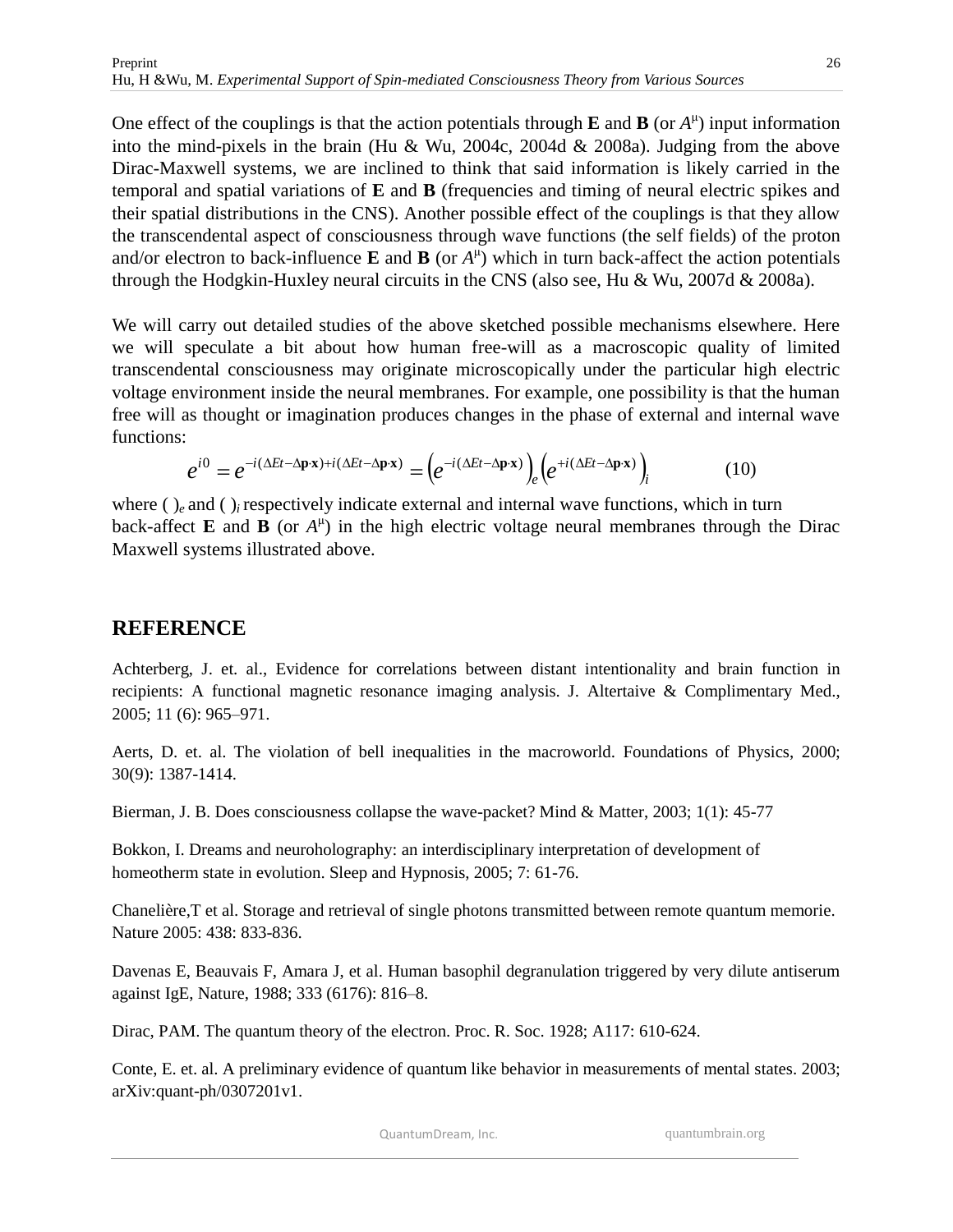One effect of the couplings is that the action potentials through **E** and **B** (or $A^{\mu}$) input information into the mind-pixels in the brain (Hu & Wu, 2004c, 2004d & 2008a). Judging from the above Dirac-Maxwell systems, we are inclined to think that said information is likely carried in the temporal and spatial variations of **E** and **B** (frequencies and timing of neural electric spikes and their spatial distributions in the CNS). Another possible effect of the couplings is that they allow the transcendental aspect of consciousness through wave functions (the self fields) of the proton and/or electron to back-influence **E** and **B** (or $A^{\mu}$) which in turn back-affect the action potentials through the Hodgkin-Huxley neural circuits in the CNS (also see, Hu & Wu, 2007d & 2008a).

We will carry out detailed studies of the above sketched possible mechanisms elsewhere. Here we will speculate a bit about how human free-will as a macroscopic quality of limited transcendental consciousness may originate microscopically under the particular high electric voltage environment inside the neural membranes. For example, one possibility is that the human free will as thought or imagination produces changes in the phase of external and internal wave functions:

$$e^{i0} = e^{-i(\Delta Et - \Delta\mathbf{p}\cdot\mathbf{x}) + i(\Delta Et - \Delta\mathbf{p}\cdot\mathbf{x})} = \left(e^{-i(\Delta Et - \Delta\mathbf{p}\cdot\mathbf{x})}\right)_e \left(e^{+i(\Delta Et - \Delta\mathbf{p}\cdot\mathbf{x})}\right)_i \qquad (10)$$

where $(\ )_e$ and $(\ )_i$ respectively indicate external and internal wave functions, which in turn back-affect **E** and **B** (or $A^{\mu}$) in the high electric voltage neural membranes through the Dirac Maxwell systems illustrated above.

## REFERENCE

Achterberg, J. et. al., Evidence for correlations between distant intentionality and brain function in recipients: A functional magnetic resonance imaging analysis. J. Altertaive & Complimentary Med., 2005; 11 (6): 965–971.

Aerts, D. et. al. The violation of bell inequalities in the macroworld. Foundations of Physics, 2000; 30(9): 1387-1414.

Bierman, J. B. Does consciousness collapse the wave-packet? Mind & Matter, 2003; 1(1): 45-77

Bokkon, I. Dreams and neuroholography: an interdisciplinary interpretation of development of homeotherm state in evolution. Sleep and Hypnosis, 2005; 7: 61-76.

Chanelière,T et al. Storage and retrieval of single photons transmitted between remote quantum memorie. Nature 2005: 438: 833-836.

Davenas E, Beauvais F, Amara J, et al. Human basophil degranulation triggered by very dilute antiserum against IgE, Nature, 1988; 333 (6176): 816–8.

Dirac, PAM. The quantum theory of the electron. Proc. R. Soc. 1928; A117: 610-624.

Conte, E. et. al. A preliminary evidence of quantum like behavior in measurements of mental states. 2003; arXiv:quant-ph/0307201v1.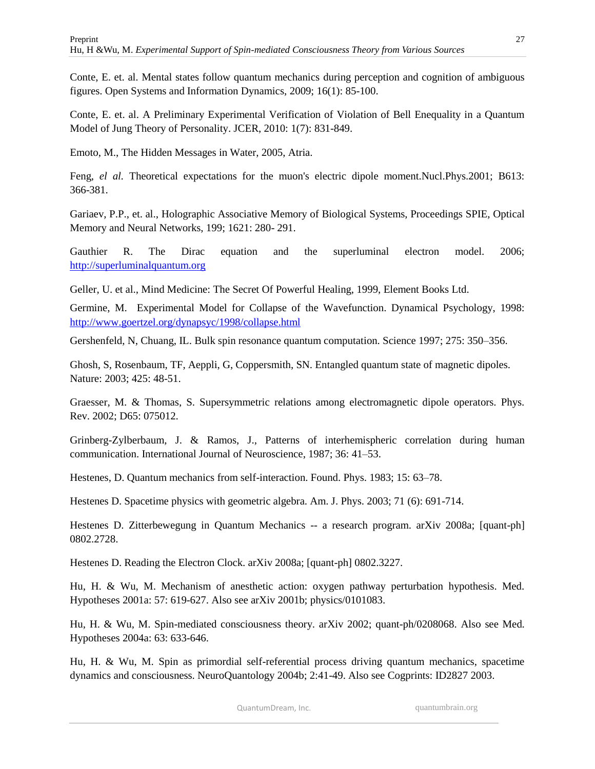Conte, E. et. al. Mental states follow quantum mechanics during perception and cognition of ambiguous figures. Open Systems and Information Dynamics, 2009; 16(1): 85-100.

Conte, E. et. al. A Preliminary Experimental Verification of Violation of Bell Enequality in a Quantum Model of Jung Theory of Personality. JCER, 2010: 1(7): 831-849.

Emoto, M., The Hidden Messages in Water, 2005, Atria.

Feng, *el al.* Theoretical expectations for the muon's electric dipole moment.Nucl.Phys.2001; B613: 366-381.

Gariaev, P.P., et. al., Holographic Associative Memory of Biological Systems, Proceedings SPIE, Optical Memory and Neural Networks, 199; 1621: 280- 291.

Gauthier R. The Dirac equation and the superluminal electron model. 2006; http://superluminalquantum.org

Geller, U. et al., Mind Medicine: The Secret Of Powerful Healing, 1999, Element Books Ltd.

Germine, M. Experimental Model for Collapse of the Wavefunction. Dynamical Psychology, 1998: http://www.goertzel.org/dynapsyc/1998/collapse.html

Gershenfeld, N, Chuang, IL. Bulk spin resonance quantum computation. Science 1997; 275: 350–356.

Ghosh, S, Rosenbaum, TF, Aeppli, G, Coppersmith, SN. Entangled quantum state of magnetic dipoles. Nature: 2003; 425: 48-51.

Graesser, M. & Thomas, S. Supersymmetric relations among electromagnetic dipole operators. Phys. Rev. 2002; D65: 075012.

Grinberg-Zylberbaum, J. & Ramos, J., Patterns of interhemispheric correlation during human communication. International Journal of Neuroscience, 1987; 36: 41–53.

Hestenes, D. Quantum mechanics from self-interaction. Found. Phys. 1983; 15: 63–78.

Hestenes D. Spacetime physics with geometric algebra. Am. J. Phys. 2003; 71 (6): 691-714.

Hestenes D. Zitterbewegung in Quantum Mechanics -- a research program. arXiv 2008a; [quant-ph] 0802.2728.

Hestenes D. Reading the Electron Clock. arXiv 2008a; [quant-ph] 0802.3227.

Hu, H. & Wu, M. Mechanism of anesthetic action: oxygen pathway perturbation hypothesis. Med. Hypotheses 2001a: 57: 619-627. Also see arXiv 2001b; physics/0101083.

Hu, H. & Wu, M. Spin-mediated consciousness theory. arXiv 2002; quant-ph/0208068. Also see Med. Hypotheses 2004a: 63: 633-646.

Hu, H. & Wu, M. Spin as primordial self-referential process driving quantum mechanics, spacetime dynamics and consciousness. NeuroQuantology 2004b; 2:41-49. Also see Cogprints: ID2827 2003.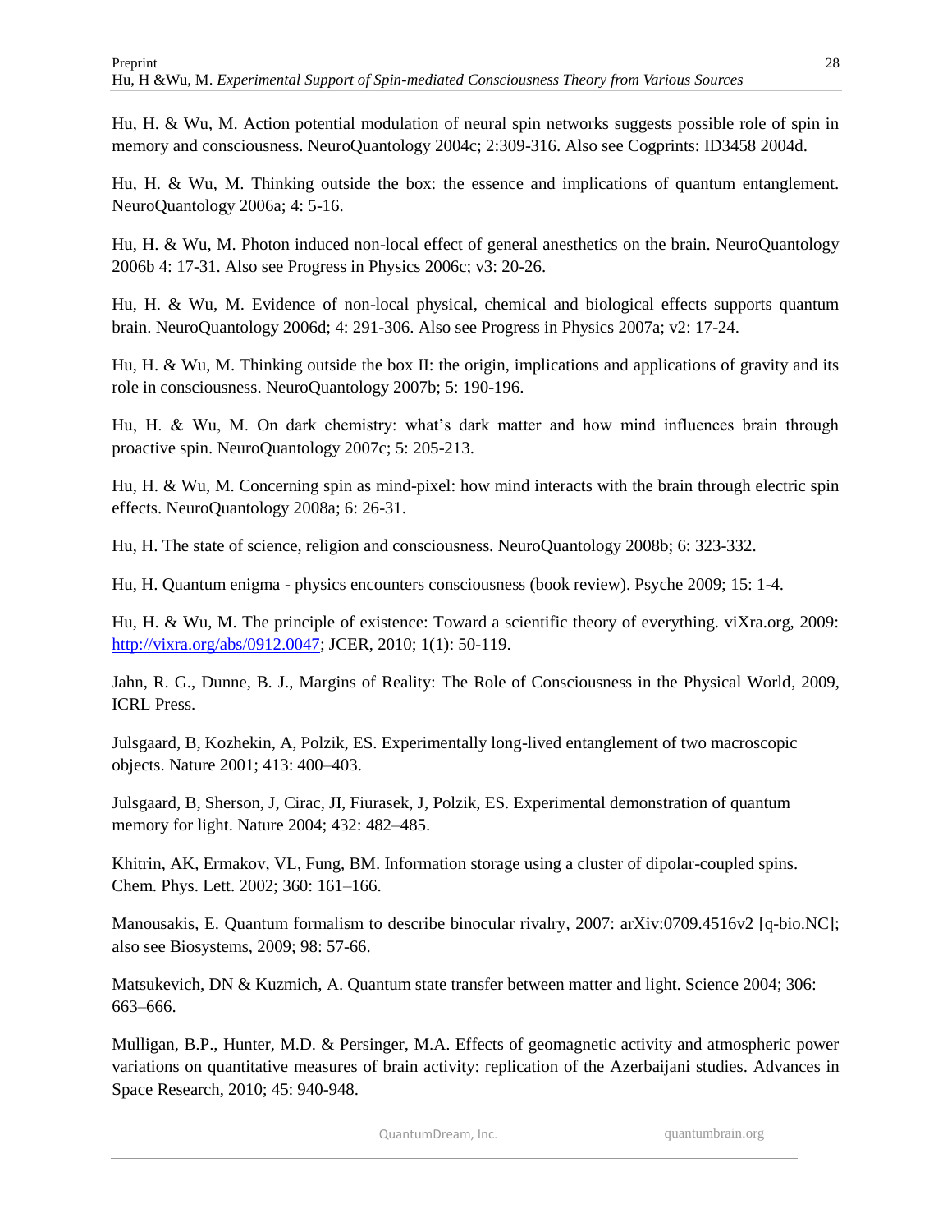Hu, H. & Wu, M. Action potential modulation of neural spin networks suggests possible role of spin in memory and consciousness. NeuroQuantology 2004c; 2:309-316. Also see Cogprints: ID3458 2004d.

Hu, H. & Wu, M. Thinking outside the box: the essence and implications of quantum entanglement. NeuroQuantology 2006a; 4: 5-16.

Hu, H. & Wu, M. Photon induced non-local effect of general anesthetics on the brain. NeuroQuantology 2006b 4: 17-31. Also see Progress in Physics 2006c; v3: 20-26.

Hu, H. & Wu, M. Evidence of non-local physical, chemical and biological effects supports quantum brain. NeuroQuantology 2006d; 4: 291-306. Also see Progress in Physics 2007a; v2: 17-24.

Hu, H. & Wu, M. Thinking outside the box II: the origin, implications and applications of gravity and its role in consciousness. NeuroQuantology 2007b; 5: 190-196.

Hu, H. & Wu, M. On dark chemistry: what's dark matter and how mind influences brain through proactive spin. NeuroQuantology 2007c; 5: 205-213.

Hu, H. & Wu, M. Concerning spin as mind-pixel: how mind interacts with the brain through electric spin effects. NeuroQuantology 2008a; 6: 26-31.

Hu, H. The state of science, religion and consciousness. NeuroQuantology 2008b; 6: 323-332.

Hu, H. Quantum enigma - physics encounters consciousness (book review). Psyche 2009; 15: 1-4.

Hu, H. & Wu, M. The principle of existence: Toward a scientific theory of everything. viXra.org, 2009: http://vixra.org/abs/0912.0047; JCER, 2010; 1(1): 50-119.

Jahn, R. G., Dunne, B. J., Margins of Reality: The Role of Consciousness in the Physical World, 2009, ICRL Press.

Julsgaard, B, Kozhekin, A, Polzik, ES. Experimentally long-lived entanglement of two macroscopic objects. Nature 2001; 413: 400–403.

Julsgaard, B, Sherson, J, Cirac, JI, Fiurasek, J, Polzik, ES. Experimental demonstration of quantum memory for light. Nature 2004; 432: 482–485.

Khitrin, AK, Ermakov, VL, Fung, BM. Information storage using a cluster of dipolar-coupled spins. Chem. Phys. Lett. 2002; 360: 161–166.

Manousakis, E. Quantum formalism to describe binocular rivalry, 2007: arXiv:0709.4516v2 [q-bio.NC]; also see Biosystems, 2009; 98: 57-66.

Matsukevich, DN & Kuzmich, A. Quantum state transfer between matter and light. Science 2004; 306: 663–666.

Mulligan, B.P., Hunter, M.D. & Persinger, M.A. Effects of geomagnetic activity and atmospheric power variations on quantitative measures of brain activity: replication of the Azerbaijani studies. Advances in Space Research, 2010; 45: 940-948.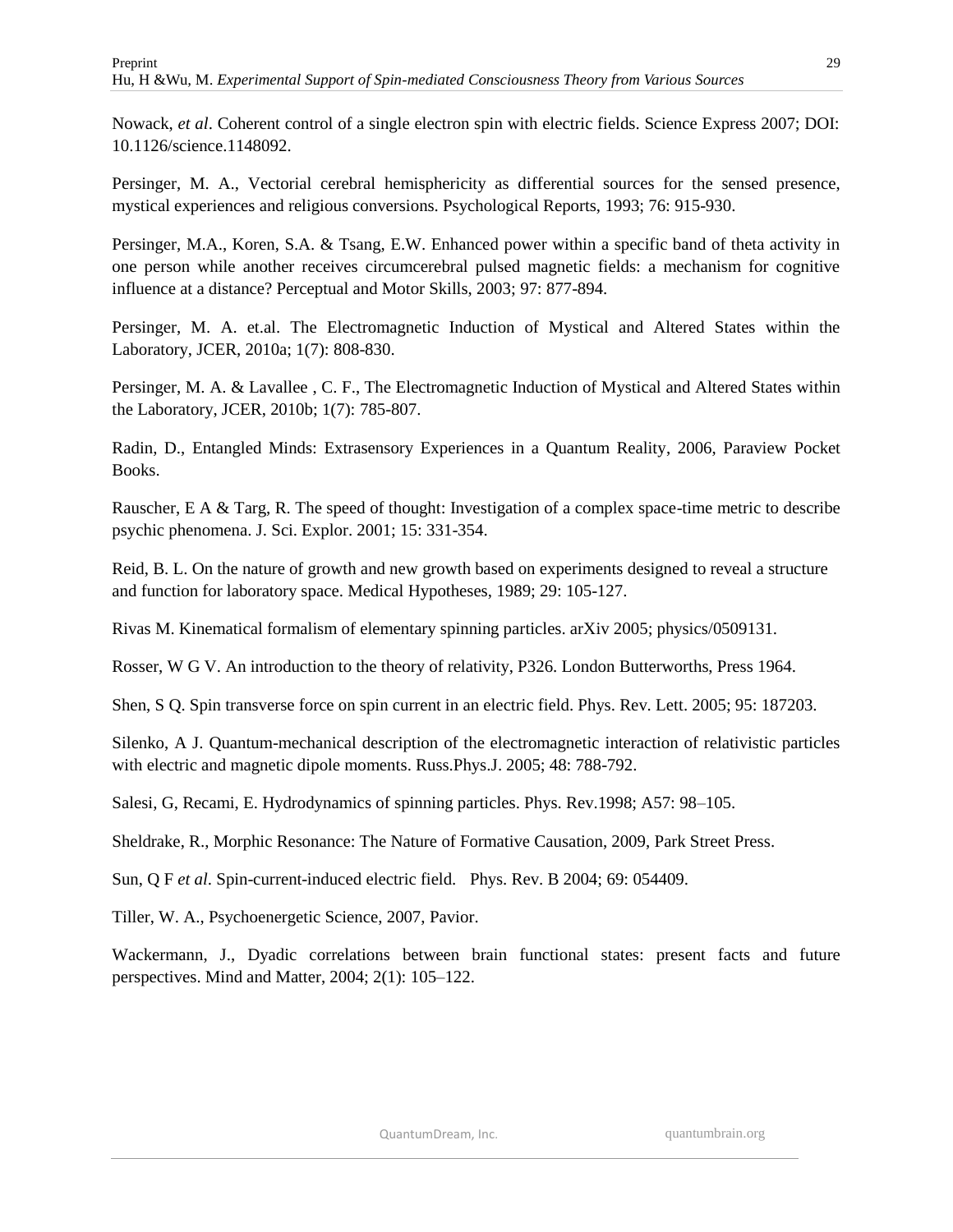Nowack, *et al*. Coherent control of a single electron spin with electric fields. Science Express 2007; DOI: 10.1126/science.1148092.

Persinger, M. A., Vectorial cerebral hemisphericity as differential sources for the sensed presence, mystical experiences and religious conversions. Psychological Reports, 1993; 76: 915-930.

Persinger, M.A., Koren, S.A. & Tsang, E.W. Enhanced power within a specific band of theta activity in one person while another receives circumcerebral pulsed magnetic fields: a mechanism for cognitive influence at a distance? Perceptual and Motor Skills, 2003; 97: 877-894.

Persinger, M. A. et.al. The Electromagnetic Induction of Mystical and Altered States within the Laboratory, JCER, 2010a; 1(7): 808-830.

Persinger, M. A. & Lavallee , C. F., The Electromagnetic Induction of Mystical and Altered States within the Laboratory, JCER, 2010b; 1(7): 785-807.

Radin, D., Entangled Minds: Extrasensory Experiences in a Quantum Reality, 2006, Paraview Pocket Books.

Rauscher, E A & Targ, R. The speed of thought: Investigation of a complex space-time metric to describe psychic phenomena. J. Sci. Explor. 2001; 15: 331-354.

Reid, B. L. On the nature of growth and new growth based on experiments designed to reveal a structure and function for laboratory space. Medical Hypotheses, 1989; 29: 105-127.

Rivas M. Kinematical formalism of elementary spinning particles. arXiv 2005; physics/0509131.

Rosser, W G V. An introduction to the theory of relativity, P326. London Butterworths, Press 1964.

Shen, S Q. Spin transverse force on spin current in an electric field. Phys. Rev. Lett. 2005; 95: 187203.

Silenko, A J. Quantum-mechanical description of the electromagnetic interaction of relativistic particles with electric and magnetic dipole moments. Russ.Phys.J. 2005; 48: 788-792.

Salesi, G, Recami, E. Hydrodynamics of spinning particles. Phys. Rev.1998; A57: 98–105.

Sheldrake, R., Morphic Resonance: The Nature of Formative Causation, 2009, Park Street Press.

Sun, Q F *et al*. Spin-current-induced electric field. Phys. Rev. B 2004; 69: 054409.

Tiller, W. A., Psychoenergetic Science, 2007, Pavior.

Wackermann, J., Dyadic correlations between brain functional states: present facts and future perspectives. Mind and Matter, 2004; 2(1): 105–122.